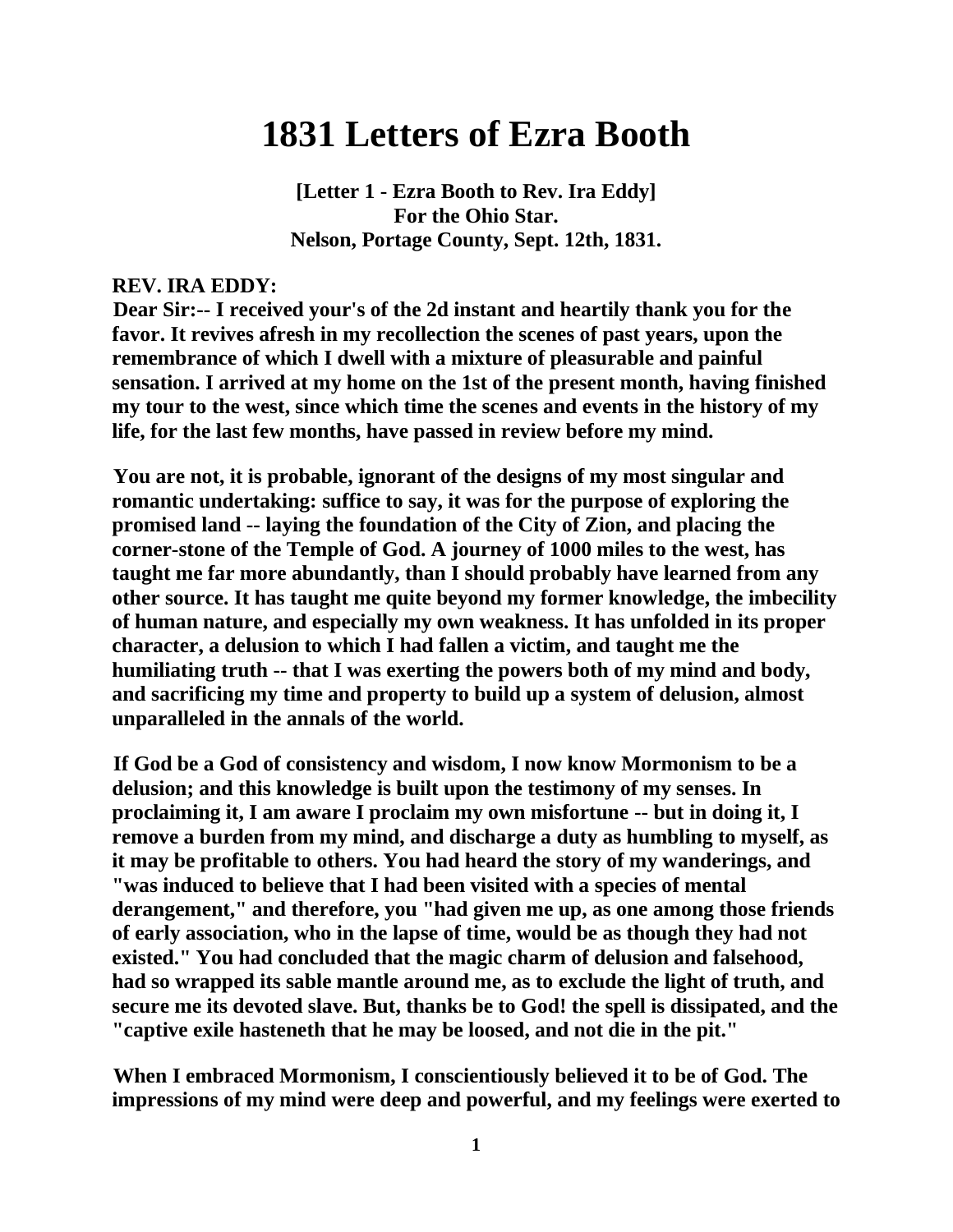# 1831 Letters of Ezra Booth

**[Letter 1 - Ezra Booth to Rev. Ira Eddy]**
**For the Ohio Star.**
**Nelson, Portage County, Sept. 12th, 1831.**

**REV. IRA EDDY:**

**Dear Sir:-- I received your's of the 2d instant and heartily thank you for the favor. It revives afresh in my recollection the scenes of past years, upon the remembrance of which I dwell with a mixture of pleasurable and painful sensation. I arrived at my home on the 1st of the present month, having finished my tour to the west, since which time the scenes and events in the history of my life, for the last few months, have passed in review before my mind.**

**You are not, it is probable, ignorant of the designs of my most singular and romantic undertaking: suffice to say, it was for the purpose of exploring the promised land -- laying the foundation of the City of Zion, and placing the corner-stone of the Temple of God. A journey of 1000 miles to the west, has taught me far more abundantly, than I should probably have learned from any other source. It has taught me quite beyond my former knowledge, the imbecility of human nature, and especially my own weakness. It has unfolded in its proper character, a delusion to which I had fallen a victim, and taught me the humiliating truth -- that I was exerting the powers both of my mind and body, and sacrificing my time and property to build up a system of delusion, almost unparalleled in the annals of the world.**

**If God be a God of consistency and wisdom, I now know Mormonism to be a delusion; and this knowledge is built upon the testimony of my senses. In proclaiming it, I am aware I proclaim my own misfortune -- but in doing it, I remove a burden from my mind, and discharge a duty as humbling to myself, as it may be profitable to others. You had heard the story of my wanderings, and "was induced to believe that I had been visited with a species of mental derangement," and therefore, you "had given me up, as one among those friends of early association, who in the lapse of time, would be as though they had not existed." You had concluded that the magic charm of delusion and falsehood, had so wrapped its sable mantle around me, as to exclude the light of truth, and secure me its devoted slave. But, thanks be to God! the spell is dissipated, and the "captive exile hasteneth that he may be loosed, and not die in the pit."**

**When I embraced Mormonism, I conscientiously believed it to be of God. The impressions of my mind were deep and powerful, and my feelings were exerted to**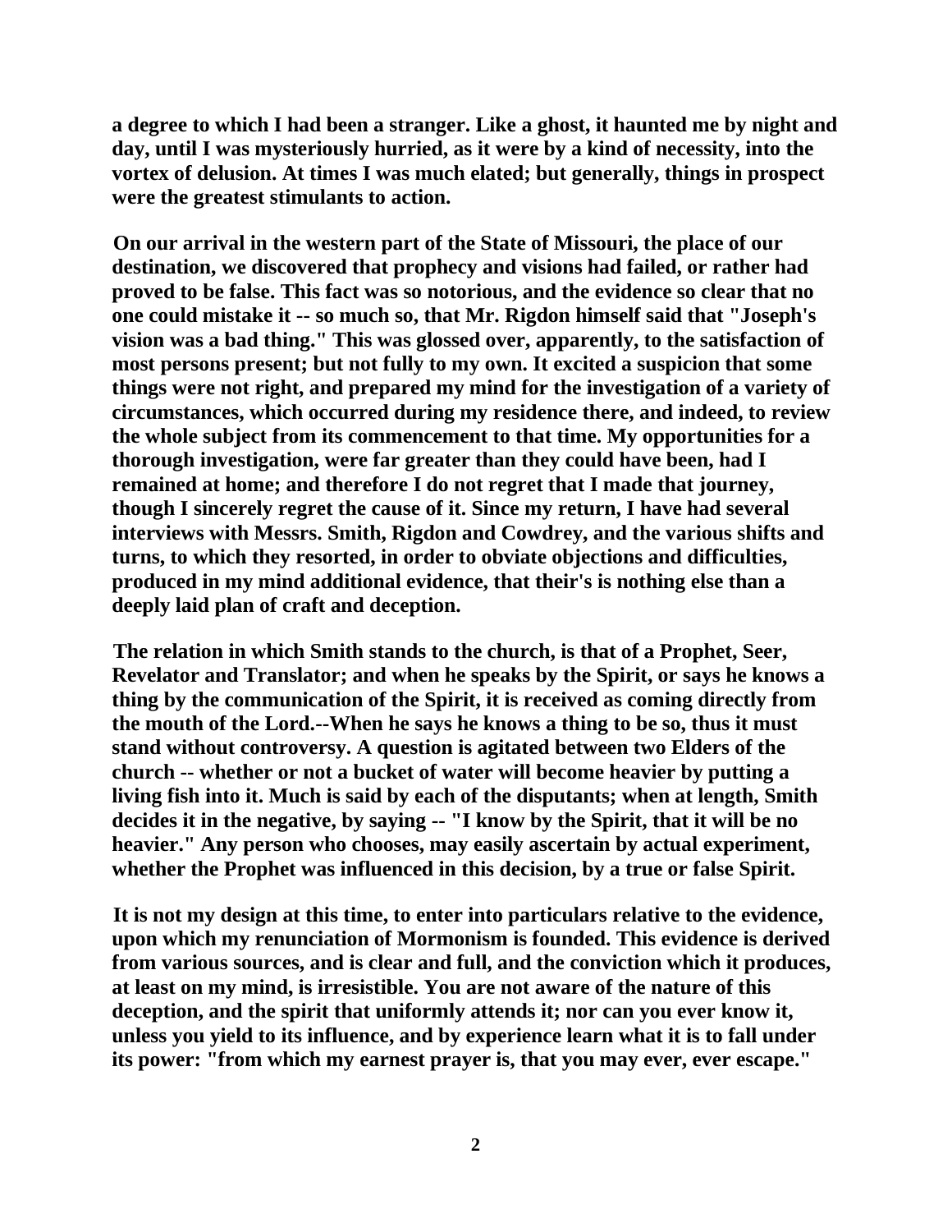**a degree to which I had been a stranger. Like a ghost, it haunted me by night and day, until I was mysteriously hurried, as it were by a kind of necessity, into the vortex of delusion. At times I was much elated; but generally, things in prospect were the greatest stimulants to action.**

**On our arrival in the western part of the State of Missouri, the place of our destination, we discovered that prophecy and visions had failed, or rather had proved to be false. This fact was so notorious, and the evidence so clear that no one could mistake it -- so much so, that Mr. Rigdon himself said that "Joseph's vision was a bad thing." This was glossed over, apparently, to the satisfaction of most persons present; but not fully to my own. It excited a suspicion that some things were not right, and prepared my mind for the investigation of a variety of circumstances, which occurred during my residence there, and indeed, to review the whole subject from its commencement to that time. My opportunities for a thorough investigation, were far greater than they could have been, had I remained at home; and therefore I do not regret that I made that journey, though I sincerely regret the cause of it. Since my return, I have had several interviews with Messrs. Smith, Rigdon and Cowdrey, and the various shifts and turns, to which they resorted, in order to obviate objections and difficulties, produced in my mind additional evidence, that their's is nothing else than a deeply laid plan of craft and deception.**

**The relation in which Smith stands to the church, is that of a Prophet, Seer, Revelator and Translator; and when he speaks by the Spirit, or says he knows a thing by the communication of the Spirit, it is received as coming directly from the mouth of the Lord.--When he says he knows a thing to be so, thus it must stand without controversy. A question is agitated between two Elders of the church -- whether or not a bucket of water will become heavier by putting a living fish into it. Much is said by each of the disputants; when at length, Smith decides it in the negative, by saying -- "I know by the Spirit, that it will be no heavier." Any person who chooses, may easily ascertain by actual experiment, whether the Prophet was influenced in this decision, by a true or false Spirit.**

**It is not my design at this time, to enter into particulars relative to the evidence, upon which my renunciation of Mormonism is founded. This evidence is derived from various sources, and is clear and full, and the conviction which it produces, at least on my mind, is irresistible. You are not aware of the nature of this deception, and the spirit that uniformly attends it; nor can you ever know it, unless you yield to its influence, and by experience learn what it is to fall under its power: "from which my earnest prayer is, that you may ever, ever escape."**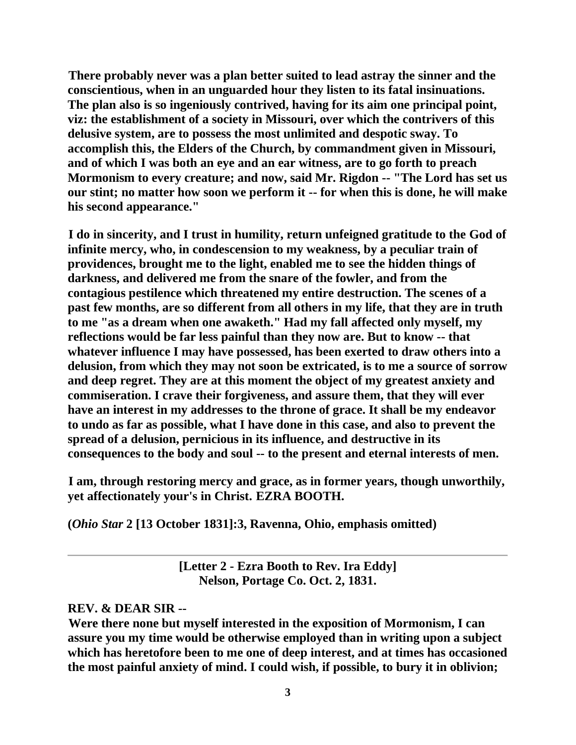**There probably never was a plan better suited to lead astray the sinner and the conscientious, when in an unguarded hour they listen to its fatal insinuations. The plan also is so ingeniously contrived, having for its aim one principal point, viz: the establishment of a society in Missouri, over which the contrivers of this delusive system, are to possess the most unlimited and despotic sway. To accomplish this, the Elders of the Church, by commandment given in Missouri, and of which I was both an eye and an ear witness, are to go forth to preach Mormonism to every creature; and now, said Mr. Rigdon -- "The Lord has set us our stint; no matter how soon we perform it -- for when this is done, he will make his second appearance."**

**I do in sincerity, and I trust in humility, return unfeigned gratitude to the God of infinite mercy, who, in condescension to my weakness, by a peculiar train of providences, brought me to the light, enabled me to see the hidden things of darkness, and delivered me from the snare of the fowler, and from the contagious pestilence which threatened my entire destruction. The scenes of a past few months, are so different from all others in my life, that they are in truth to me "as a dream when one awaketh." Had my fall affected only myself, my reflections would be far less painful than they now are. But to know -- that whatever influence I may have possessed, has been exerted to draw others into a delusion, from which they may not soon be extricated, is to me a source of sorrow and deep regret. They are at this moment the object of my greatest anxiety and commiseration. I crave their forgiveness, and assure them, that they will ever have an interest in my addresses to the throne of grace. It shall be my endeavor to undo as far as possible, what I have done in this case, and also to prevent the spread of a delusion, pernicious in its influence, and destructive in its consequences to the body and soul -- to the present and eternal interests of men.**

**I am, through restoring mercy and grace, as in former years, though unworthily, yet affectionately your's in Christ. EZRA BOOTH.**

**(*Ohio Star* 2 [13 October 1831]:3, Ravenna, Ohio, emphasis omitted)**

---

**[Letter 2 - Ezra Booth to Rev. Ira Eddy]**
**Nelson, Portage Co. Oct. 2, 1831.**

**REV. & DEAR SIR --**

**Were there none but myself interested in the exposition of Mormonism, I can assure you my time would be otherwise employed than in writing upon a subject which has heretofore been to me one of deep interest, and at times has occasioned the most painful anxiety of mind. I could wish, if possible, to bury it in oblivion;**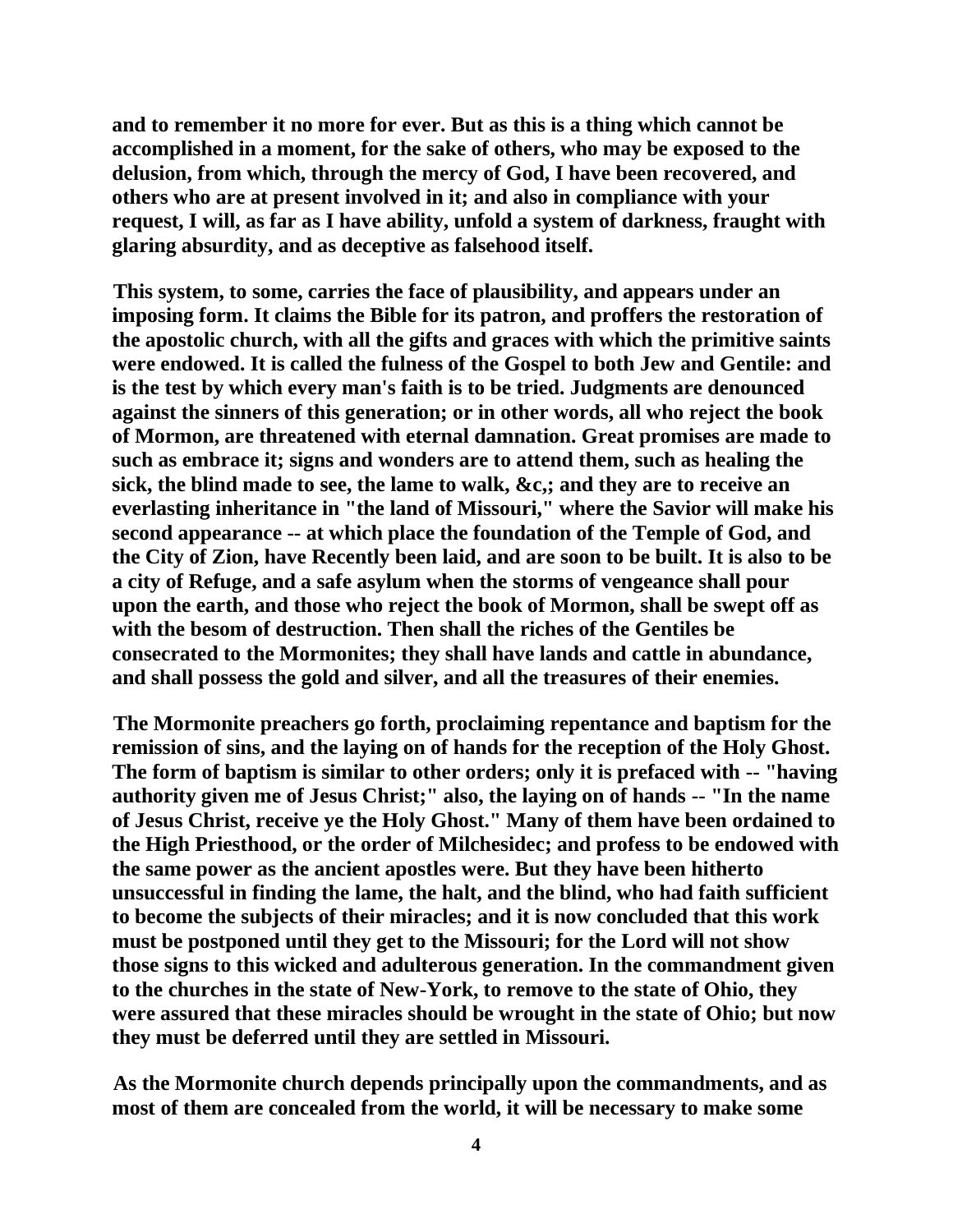**and to remember it no more for ever. But as this is a thing which cannot be accomplished in a moment, for the sake of others, who may be exposed to the delusion, from which, through the mercy of God, I have been recovered, and others who are at present involved in it; and also in compliance with your request, I will, as far as I have ability, unfold a system of darkness, fraught with glaring absurdity, and as deceptive as falsehood itself.**

**This system, to some, carries the face of plausibility, and appears under an imposing form. It claims the Bible for its patron, and proffers the restoration of the apostolic church, with all the gifts and graces with which the primitive saints were endowed. It is called the fulness of the Gospel to both Jew and Gentile: and is the test by which every man's faith is to be tried. Judgments are denounced against the sinners of this generation; or in other words, all who reject the book of Mormon, are threatened with eternal damnation. Great promises are made to such as embrace it; signs and wonders are to attend them, such as healing the sick, the blind made to see, the lame to walk, &c,; and they are to receive an everlasting inheritance in "the land of Missouri," where the Savior will make his second appearance -- at which place the foundation of the Temple of God, and the City of Zion, have Recently been laid, and are soon to be built. It is also to be a city of Refuge, and a safe asylum when the storms of vengeance shall pour upon the earth, and those who reject the book of Mormon, shall be swept off as with the besom of destruction. Then shall the riches of the Gentiles be consecrated to the Mormonites; they shall have lands and cattle in abundance, and shall possess the gold and silver, and all the treasures of their enemies.**

**The Mormonite preachers go forth, proclaiming repentance and baptism for the remission of sins, and the laying on of hands for the reception of the Holy Ghost. The form of baptism is similar to other orders; only it is prefaced with -- "having authority given me of Jesus Christ;" also, the laying on of hands -- "In the name of Jesus Christ, receive ye the Holy Ghost." Many of them have been ordained to the High Priesthood, or the order of Milchesidec; and profess to be endowed with the same power as the ancient apostles were. But they have been hitherto unsuccessful in finding the lame, the halt, and the blind, who had faith sufficient to become the subjects of their miracles; and it is now concluded that this work must be postponed until they get to the Missouri; for the Lord will not show those signs to this wicked and adulterous generation. In the commandment given to the churches in the state of New-York, to remove to the state of Ohio, they were assured that these miracles should be wrought in the state of Ohio; but now they must be deferred until they are settled in Missouri.**

**As the Mormonite church depends principally upon the commandments, and as most of them are concealed from the world, it will be necessary to make some**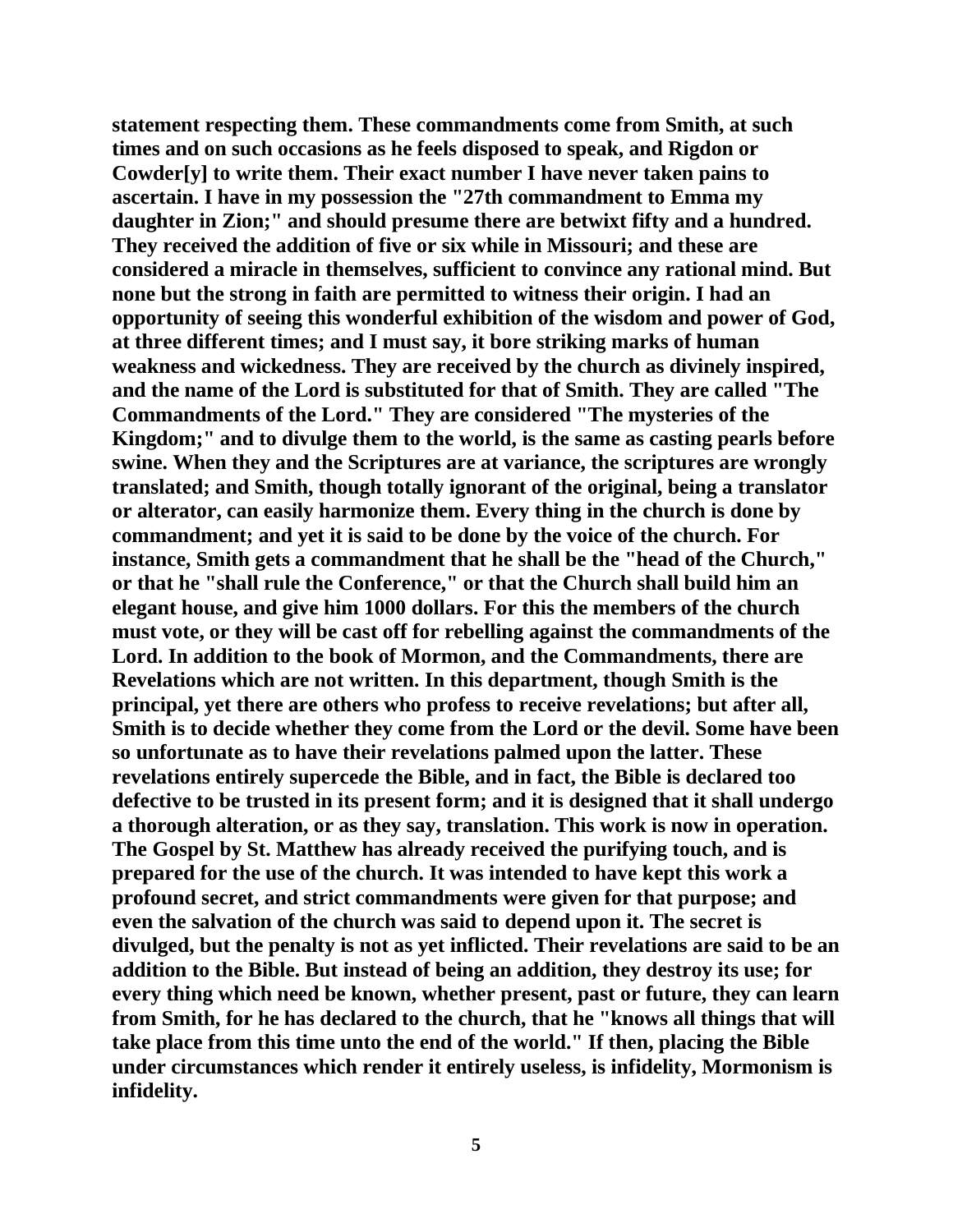statement respecting them. These commandments come from Smith, at such times and on such occasions as he feels disposed to speak, and Rigdon or Cowder[y] to write them. Their exact number I have never taken pains to ascertain. I have in my possession the "27th commandment to Emma my daughter in Zion;" and should presume there are betwixt fifty and a hundred. They received the addition of five or six while in Missouri; and these are considered a miracle in themselves, sufficient to convince any rational mind. But none but the strong in faith are permitted to witness their origin. I had an opportunity of seeing this wonderful exhibition of the wisdom and power of God, at three different times; and I must say, it bore striking marks of human weakness and wickedness. They are received by the church as divinely inspired, and the name of the Lord is substituted for that of Smith. They are called "The Commandments of the Lord." They are considered "The mysteries of the Kingdom;" and to divulge them to the world, is the same as casting pearls before swine. When they and the Scriptures are at variance, the scriptures are wrongly translated; and Smith, though totally ignorant of the original, being a translator or alterator, can easily harmonize them. Every thing in the church is done by commandment; and yet it is said to be done by the voice of the church. For instance, Smith gets a commandment that he shall be the "head of the Church," or that he "shall rule the Conference," or that the Church shall build him an elegant house, and give him 1000 dollars. For this the members of the church must vote, or they will be cast off for rebelling against the commandments of the Lord. In addition to the book of Mormon, and the Commandments, there are Revelations which are not written. In this department, though Smith is the principal, yet there are others who profess to receive revelations; but after all, Smith is to decide whether they come from the Lord or the devil. Some have been so unfortunate as to have their revelations palmed upon the latter. These revelations entirely supercede the Bible, and in fact, the Bible is declared too defective to be trusted in its present form; and it is designed that it shall undergo a thorough alteration, or as they say, translation. This work is now in operation. The Gospel by St. Matthew has already received the purifying touch, and is prepared for the use of the church. It was intended to have kept this work a profound secret, and strict commandments were given for that purpose; and even the salvation of the church was said to depend upon it. The secret is divulged, but the penalty is not as yet inflicted. Their revelations are said to be an addition to the Bible. But instead of being an addition, they destroy its use; for every thing which need be known, whether present, past or future, they can learn from Smith, for he has declared to the church, that he "knows all things that will take place from this time unto the end of the world." If then, placing the Bible under circumstances which render it entirely useless, is infidelity, Mormonism is infidelity.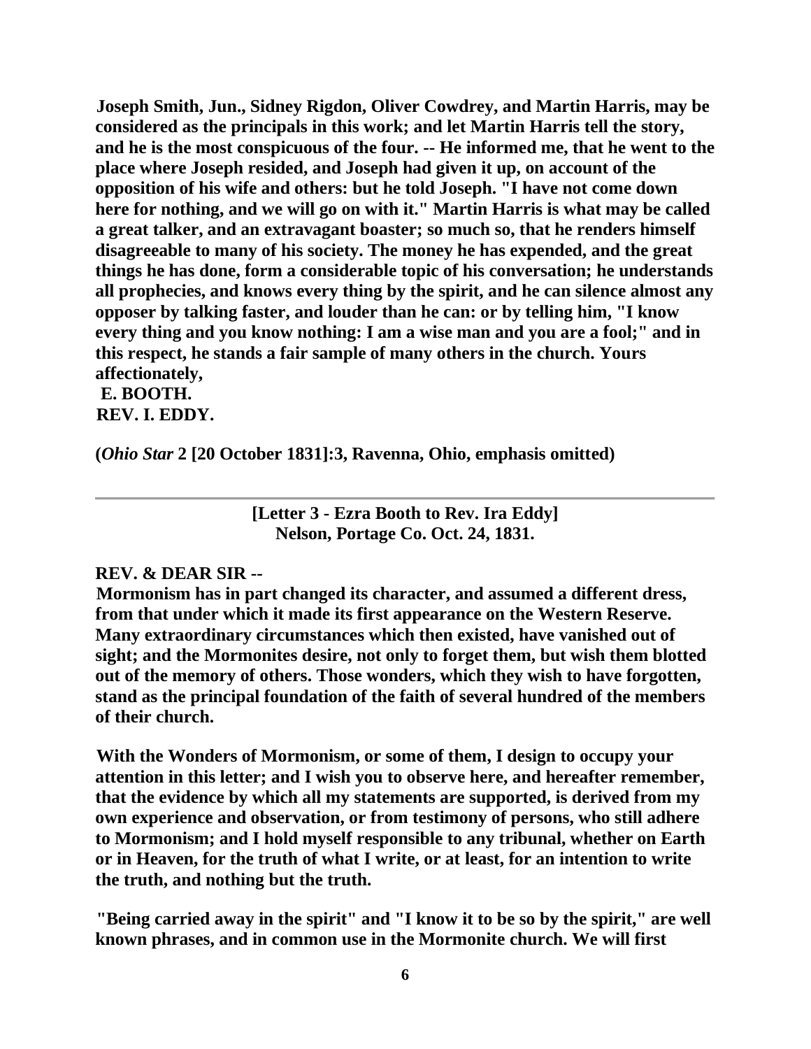**Joseph Smith, Jun., Sidney Rigdon, Oliver Cowdrey, and Martin Harris, may be considered as the principals in this work; and let Martin Harris tell the story, and he is the most conspicuous of the four. -- He informed me, that he went to the place where Joseph resided, and Joseph had given it up, on account of the opposition of his wife and others: but he told Joseph. "I have not come down here for nothing, and we will go on with it." Martin Harris is what may be called a great talker, and an extravagant boaster; so much so, that he renders himself disagreeable to many of his society. The money he has expended, and the great things he has done, form a considerable topic of his conversation; he understands all prophecies, and knows every thing by the spirit, and he can silence almost any opposer by talking faster, and louder than he can: or by telling him, "I know every thing and you know nothing: I am a wise man and you are a fool;" and in this respect, he stands a fair sample of many others in the church. Yours affectionately,**
**E. BOOTH.**
**REV. I. EDDY.**

**(*Ohio Star* 2 [20 October 1831]:3, Ravenna, Ohio, emphasis omitted)**

---

**[Letter 3 - Ezra Booth to Rev. Ira Eddy]**
**Nelson, Portage Co. Oct. 24, 1831.**

**REV. & DEAR SIR --**

**Mormonism has in part changed its character, and assumed a different dress, from that under which it made its first appearance on the Western Reserve. Many extraordinary circumstances which then existed, have vanished out of sight; and the Mormonites desire, not only to forget them, but wish them blotted out of the memory of others. Those wonders, which they wish to have forgotten, stand as the principal foundation of the faith of several hundred of the members of their church.**

**With the Wonders of Mormonism, or some of them, I design to occupy your attention in this letter; and I wish you to observe here, and hereafter remember, that the evidence by which all my statements are supported, is derived from my own experience and observation, or from testimony of persons, who still adhere to Mormonism; and I hold myself responsible to any tribunal, whether on Earth or in Heaven, for the truth of what I write, or at least, for an intention to write the truth, and nothing but the truth.**

**"Being carried away in the spirit" and "I know it to be so by the spirit," are well known phrases, and in common use in the Mormonite church. We will first**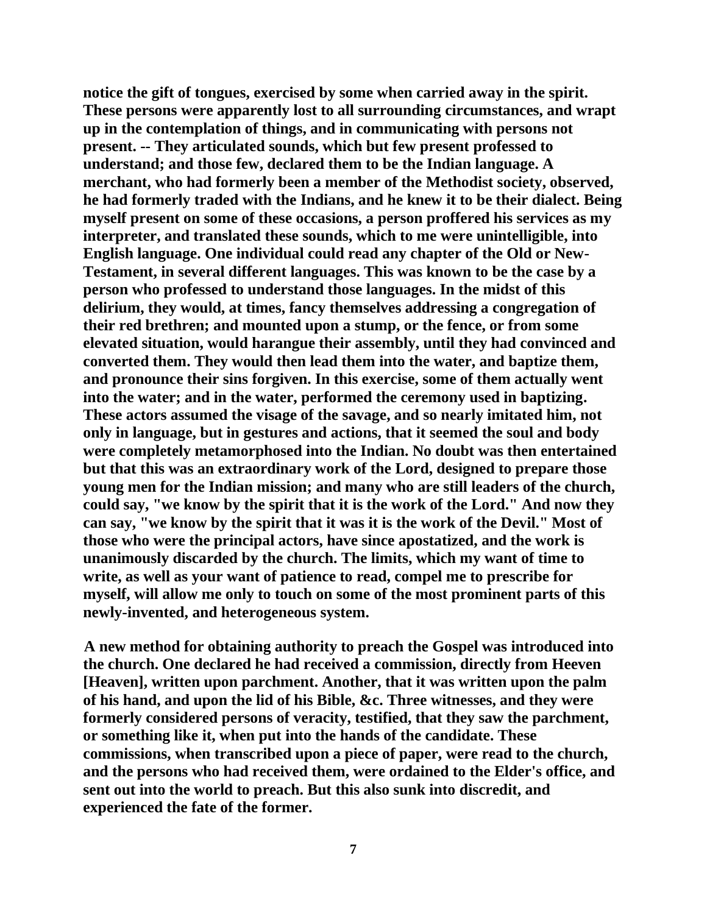**notice the gift of tongues, exercised by some when carried away in the spirit. These persons were apparently lost to all surrounding circumstances, and wrapt up in the contemplation of things, and in communicating with persons not present. -- They articulated sounds, which but few present professed to understand; and those few, declared them to be the Indian language. A merchant, who had formerly been a member of the Methodist society, observed, he had formerly traded with the Indians, and he knew it to be their dialect. Being myself present on some of these occasions, a person proffered his services as my interpreter, and translated these sounds, which to me were unintelligible, into English language. One individual could read any chapter of the Old or New-Testament, in several different languages. This was known to be the case by a person who professed to understand those languages. In the midst of this delirium, they would, at times, fancy themselves addressing a congregation of their red brethren; and mounted upon a stump, or the fence, or from some elevated situation, would harangue their assembly, until they had convinced and converted them. They would then lead them into the water, and baptize them, and pronounce their sins forgiven. In this exercise, some of them actually went into the water; and in the water, performed the ceremony used in baptizing. These actors assumed the visage of the savage, and so nearly imitated him, not only in language, but in gestures and actions, that it seemed the soul and body were completely metamorphosed into the Indian. No doubt was then entertained but that this was an extraordinary work of the Lord, designed to prepare those young men for the Indian mission; and many who are still leaders of the church, could say, "we know by the spirit that it is the work of the Lord." And now they can say, "we know by the spirit that it was it is the work of the Devil." Most of those who were the principal actors, have since apostatized, and the work is unanimously discarded by the church. The limits, which my want of time to write, as well as your want of patience to read, compel me to prescribe for myself, will allow me only to touch on some of the most prominent parts of this newly-invented, and heterogeneous system.**

**A new method for obtaining authority to preach the Gospel was introduced into the church. One declared he had received a commission, directly from Heeven [Heaven], written upon parchment. Another, that it was written upon the palm of his hand, and upon the lid of his Bible, &c. Three witnesses, and they were formerly considered persons of veracity, testified, that they saw the parchment, or something like it, when put into the hands of the candidate. These commissions, when transcribed upon a piece of paper, were read to the church, and the persons who had received them, were ordained to the Elder's office, and sent out into the world to preach. But this also sunk into discredit, and experienced the fate of the former.**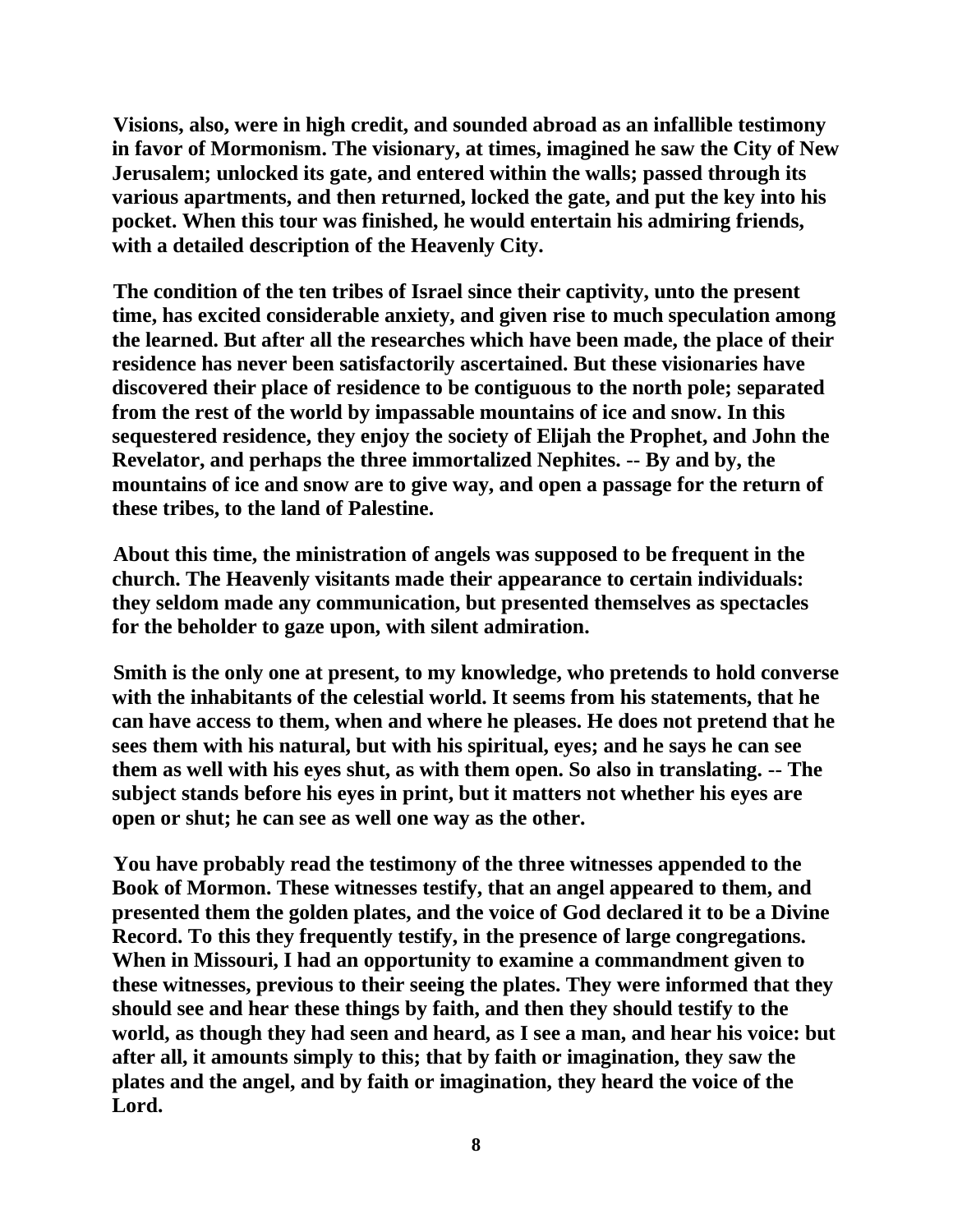Visions, also, were in high credit, and sounded abroad as an infallible testimony in favor of Mormonism. The visionary, at times, imagined he saw the City of New Jerusalem; unlocked its gate, and entered within the walls; passed through its various apartments, and then returned, locked the gate, and put the key into his pocket. When this tour was finished, he would entertain his admiring friends, with a detailed description of the Heavenly City.

The condition of the ten tribes of Israel since their captivity, unto the present time, has excited considerable anxiety, and given rise to much speculation among the learned. But after all the researches which have been made, the place of their residence has never been satisfactorily ascertained. But these visionaries have discovered their place of residence to be contiguous to the north pole; separated from the rest of the world by impassable mountains of ice and snow. In this sequestered residence, they enjoy the society of Elijah the Prophet, and John the Revelator, and perhaps the three immortalized Nephites. -- By and by, the mountains of ice and snow are to give way, and open a passage for the return of these tribes, to the land of Palestine.

About this time, the ministration of angels was supposed to be frequent in the church. The Heavenly visitants made their appearance to certain individuals: they seldom made any communication, but presented themselves as spectacles for the beholder to gaze upon, with silent admiration.

Smith is the only one at present, to my knowledge, who pretends to hold converse with the inhabitants of the celestial world. It seems from his statements, that he can have access to them, when and where he pleases. He does not pretend that he sees them with his natural, but with his spiritual, eyes; and he says he can see them as well with his eyes shut, as with them open. So also in translating. -- The subject stands before his eyes in print, but it matters not whether his eyes are open or shut; he can see as well one way as the other.

You have probably read the testimony of the three witnesses appended to the Book of Mormon. These witnesses testify, that an angel appeared to them, and presented them the golden plates, and the voice of God declared it to be a Divine Record. To this they frequently testify, in the presence of large congregations. When in Missouri, I had an opportunity to examine a commandment given to these witnesses, previous to their seeing the plates. They were informed that they should see and hear these things by faith, and then they should testify to the world, as though they had seen and heard, as I see a man, and hear his voice: but after all, it amounts simply to this; that by faith or imagination, they saw the plates and the angel, and by faith or imagination, they heard the voice of the Lord.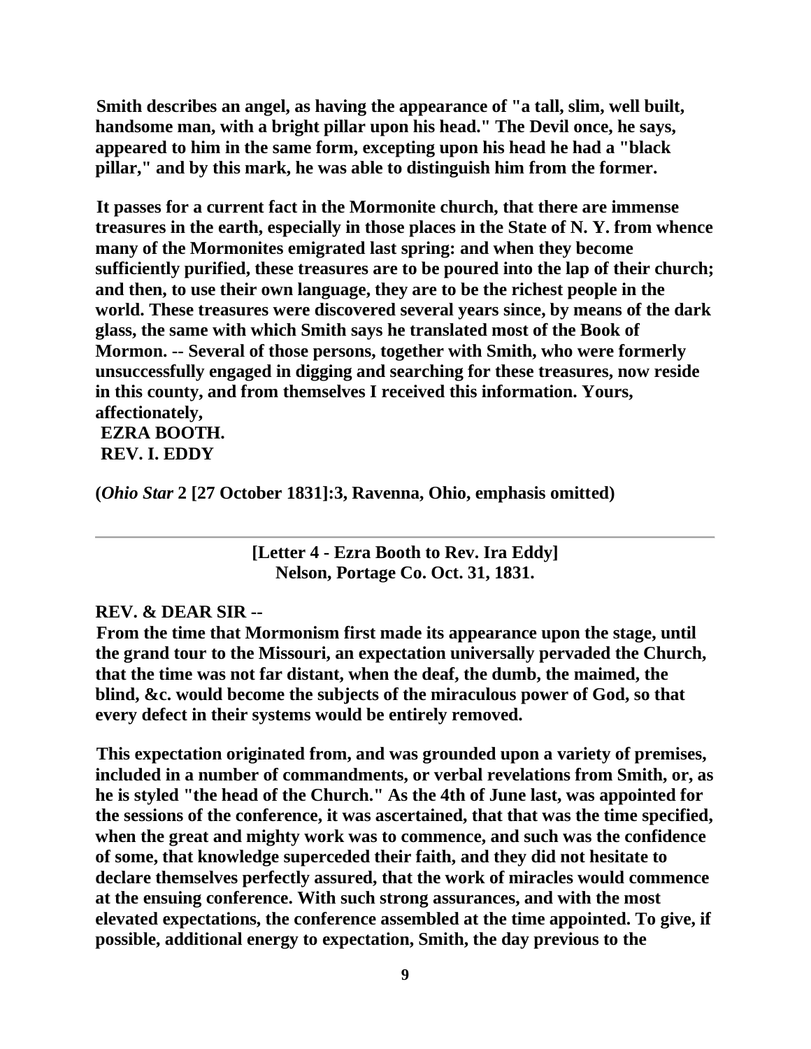**Smith describes an angel, as having the appearance of "a tall, slim, well built, handsome man, with a bright pillar upon his head." The Devil once, he says, appeared to him in the same form, excepting upon his head he had a "black pillar," and by this mark, he was able to distinguish him from the former.**

**It passes for a current fact in the Mormonite church, that there are immense treasures in the earth, especially in those places in the State of N. Y. from whence many of the Mormonites emigrated last spring: and when they become sufficiently purified, these treasures are to be poured into the lap of their church; and then, to use their own language, they are to be the richest people in the world. These treasures were discovered several years since, by means of the dark glass, the same with which Smith says he translated most of the Book of Mormon. -- Several of those persons, together with Smith, who were formerly unsuccessfully engaged in digging and searching for these treasures, now reside in this county, and from themselves I received this information. Yours, affectionately,**
**EZRA BOOTH.**
**REV. I. EDDY**

**(*Ohio Star* 2 [27 October 1831]:3, Ravenna, Ohio, emphasis omitted)**

---

**[Letter 4 - Ezra Booth to Rev. Ira Eddy]**
**Nelson, Portage Co. Oct. 31, 1831.**

**REV. & DEAR SIR --**
**From the time that Mormonism first made its appearance upon the stage, until the grand tour to the Missouri, an expectation universally pervaded the Church, that the time was not far distant, when the deaf, the dumb, the maimed, the blind, &c. would become the subjects of the miraculous power of God, so that every defect in their systems would be entirely removed.**

**This expectation originated from, and was grounded upon a variety of premises, included in a number of commandments, or verbal revelations from Smith, or, as he is styled "the head of the Church." As the 4th of June last, was appointed for the sessions of the conference, it was ascertained, that that was the time specified, when the great and mighty work was to commence, and such was the confidence of some, that knowledge superceded their faith, and they did not hesitate to declare themselves perfectly assured, that the work of miracles would commence at the ensuing conference. With such strong assurances, and with the most elevated expectations, the conference assembled at the time appointed. To give, if possible, additional energy to expectation, Smith, the day previous to the**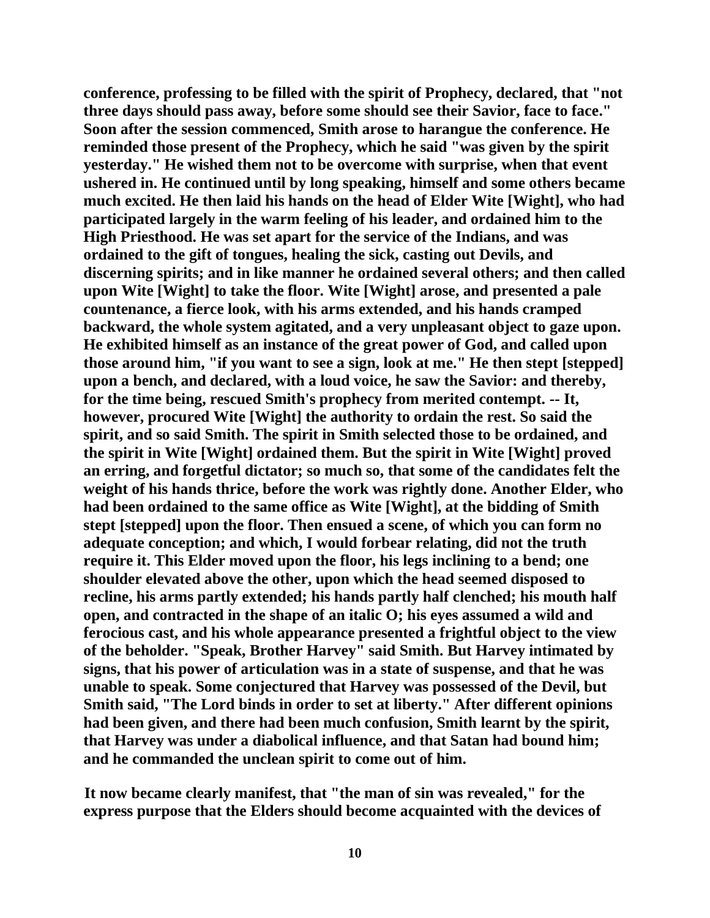**conference, professing to be filled with the spirit of Prophecy, declared, that "not three days should pass away, before some should see their Savior, face to face." Soon after the session commenced, Smith arose to harangue the conference. He reminded those present of the Prophecy, which he said "was given by the spirit yesterday." He wished them not to be overcome with surprise, when that event ushered in. He continued until by long speaking, himself and some others became much excited. He then laid his hands on the head of Elder Wite [Wight], who had participated largely in the warm feeling of his leader, and ordained him to the High Priesthood. He was set apart for the service of the Indians, and was ordained to the gift of tongues, healing the sick, casting out Devils, and discerning spirits; and in like manner he ordained several others; and then called upon Wite [Wight] to take the floor. Wite [Wight] arose, and presented a pale countenance, a fierce look, with his arms extended, and his hands cramped backward, the whole system agitated, and a very unpleasant object to gaze upon. He exhibited himself as an instance of the great power of God, and called upon those around him, "if you want to see a sign, look at me." He then stept [stepped] upon a bench, and declared, with a loud voice, he saw the Savior: and thereby, for the time being, rescued Smith's prophecy from merited contempt. -- It, however, procured Wite [Wight] the authority to ordain the rest. So said the spirit, and so said Smith. The spirit in Smith selected those to be ordained, and the spirit in Wite [Wight] ordained them. But the spirit in Wite [Wight] proved an erring, and forgetful dictator; so much so, that some of the candidates felt the weight of his hands thrice, before the work was rightly done. Another Elder, who had been ordained to the same office as Wite [Wight], at the bidding of Smith stept [stepped] upon the floor. Then ensued a scene, of which you can form no adequate conception; and which, I would forbear relating, did not the truth require it. This Elder moved upon the floor, his legs inclining to a bend; one shoulder elevated above the other, upon which the head seemed disposed to recline, his arms partly extended; his hands partly half clenched; his mouth half open, and contracted in the shape of an italic O; his eyes assumed a wild and ferocious cast, and his whole appearance presented a frightful object to the view of the beholder. "Speak, Brother Harvey" said Smith. But Harvey intimated by signs, that his power of articulation was in a state of suspense, and that he was unable to speak. Some conjectured that Harvey was possessed of the Devil, but Smith said, "The Lord binds in order to set at liberty." After different opinions had been given, and there had been much confusion, Smith learnt by the spirit, that Harvey was under a diabolical influence, and that Satan had bound him; and he commanded the unclean spirit to come out of him.**

**It now became clearly manifest, that "the man of sin was revealed," for the express purpose that the Elders should become acquainted with the devices of**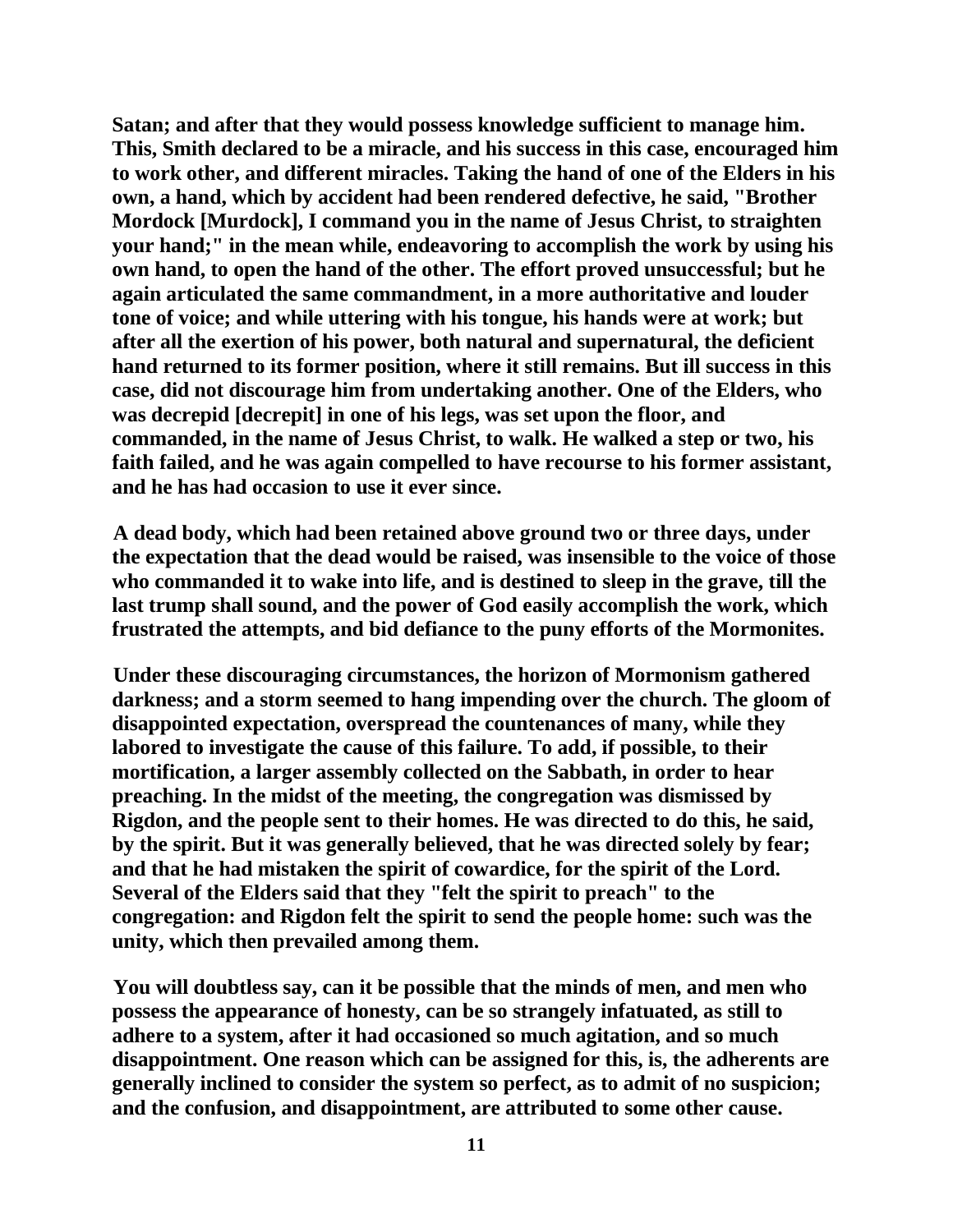**Satan; and after that they would possess knowledge sufficient to manage him. This, Smith declared to be a miracle, and his success in this case, encouraged him to work other, and different miracles. Taking the hand of one of the Elders in his own, a hand, which by accident had been rendered defective, he said, "Brother Mordock [Murdock], I command you in the name of Jesus Christ, to straighten your hand;" in the mean while, endeavoring to accomplish the work by using his own hand, to open the hand of the other. The effort proved unsuccessful; but he again articulated the same commandment, in a more authoritative and louder tone of voice; and while uttering with his tongue, his hands were at work; but after all the exertion of his power, both natural and supernatural, the deficient hand returned to its former position, where it still remains. But ill success in this case, did not discourage him from undertaking another. One of the Elders, who was decrepid [decrepit] in one of his legs, was set upon the floor, and commanded, in the name of Jesus Christ, to walk. He walked a step or two, his faith failed, and he was again compelled to have recourse to his former assistant, and he has had occasion to use it ever since.**

**A dead body, which had been retained above ground two or three days, under the expectation that the dead would be raised, was insensible to the voice of those who commanded it to wake into life, and is destined to sleep in the grave, till the last trump shall sound, and the power of God easily accomplish the work, which frustrated the attempts, and bid defiance to the puny efforts of the Mormonites.**

**Under these discouraging circumstances, the horizon of Mormonism gathered darkness; and a storm seemed to hang impending over the church. The gloom of disappointed expectation, overspread the countenances of many, while they labored to investigate the cause of this failure. To add, if possible, to their mortification, a larger assembly collected on the Sabbath, in order to hear preaching. In the midst of the meeting, the congregation was dismissed by Rigdon, and the people sent to their homes. He was directed to do this, he said, by the spirit. But it was generally believed, that he was directed solely by fear; and that he had mistaken the spirit of cowardice, for the spirit of the Lord. Several of the Elders said that they "felt the spirit to preach" to the congregation: and Rigdon felt the spirit to send the people home: such was the unity, which then prevailed among them.**

**You will doubtless say, can it be possible that the minds of men, and men who possess the appearance of honesty, can be so strangely infatuated, as still to adhere to a system, after it had occasioned so much agitation, and so much disappointment. One reason which can be assigned for this, is, the adherents are generally inclined to consider the system so perfect, as to admit of no suspicion; and the confusion, and disappointment, are attributed to some other cause.**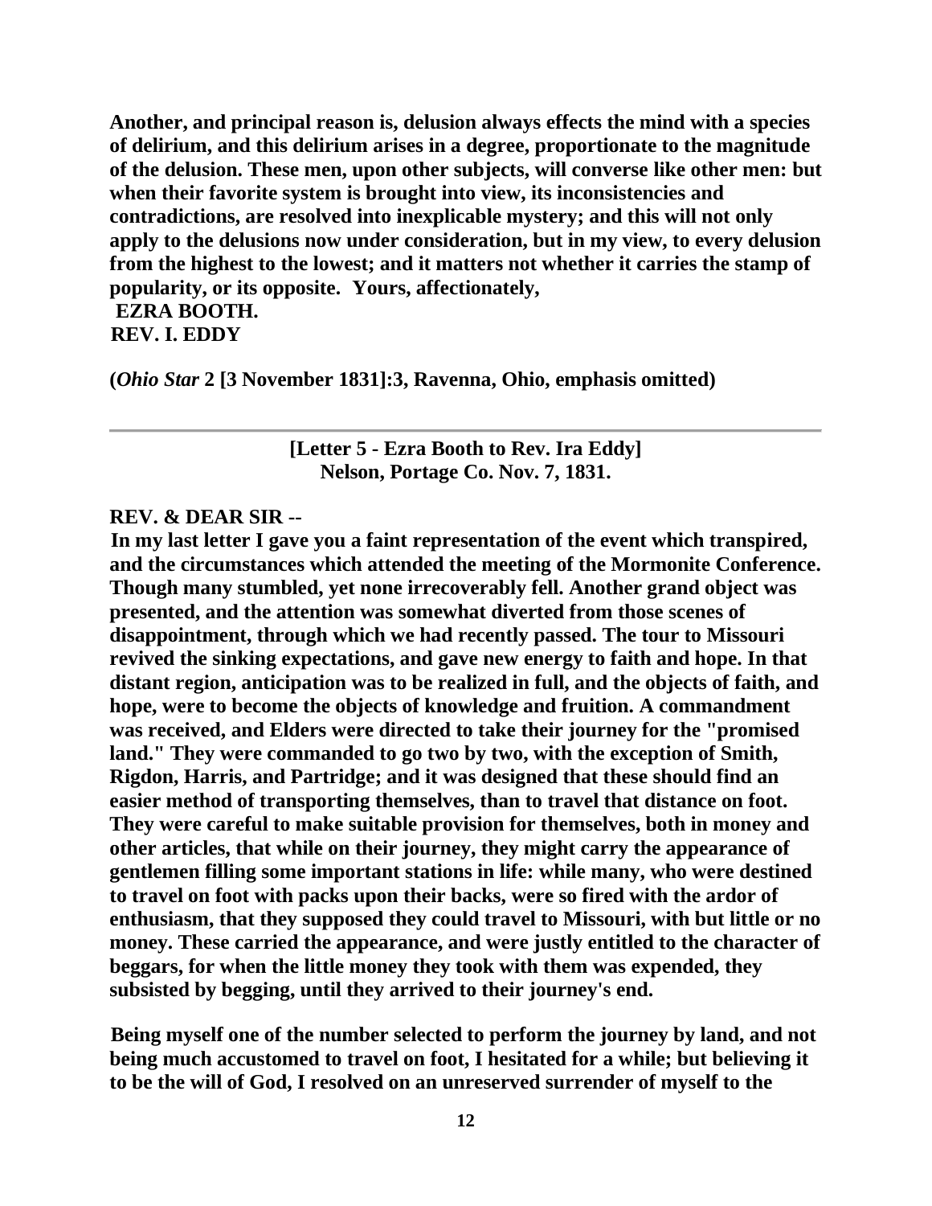**Another, and principal reason is, delusion always effects the mind with a species of delirium, and this delirium arises in a degree, proportionate to the magnitude of the delusion. These men, upon other subjects, will converse like other men: but when their favorite system is brought into view, its inconsistencies and contradictions, are resolved into inexplicable mystery; and this will not only apply to the delusions now under consideration, but in my view, to every delusion from the highest to the lowest; and it matters not whether it carries the stamp of popularity, or its opposite. Yours, affectionately,**
**EZRA BOOTH.**
**REV. I. EDDY**

**(*Ohio Star* 2 [3 November 1831]:3, Ravenna, Ohio, emphasis omitted)**

---

**[Letter 5 - Ezra Booth to Rev. Ira Eddy]**
**Nelson, Portage Co. Nov. 7, 1831.**

**REV. & DEAR SIR --**
**In my last letter I gave you a faint representation of the event which transpired, and the circumstances which attended the meeting of the Mormonite Conference. Though many stumbled, yet none irrecoverably fell. Another grand object was presented, and the attention was somewhat diverted from those scenes of disappointment, through which we had recently passed. The tour to Missouri revived the sinking expectations, and gave new energy to faith and hope. In that distant region, anticipation was to be realized in full, and the objects of faith, and hope, were to become the objects of knowledge and fruition. A commandment was received, and Elders were directed to take their journey for the "promised land." They were commanded to go two by two, with the exception of Smith, Rigdon, Harris, and Partridge; and it was designed that these should find an easier method of transporting themselves, than to travel that distance on foot. They were careful to make suitable provision for themselves, both in money and other articles, that while on their journey, they might carry the appearance of gentlemen filling some important stations in life: while many, who were destined to travel on foot with packs upon their backs, were so fired with the ardor of enthusiasm, that they supposed they could travel to Missouri, with but little or no money. These carried the appearance, and were justly entitled to the character of beggars, for when the little money they took with them was expended, they subsisted by begging, until they arrived to their journey's end.**

**Being myself one of the number selected to perform the journey by land, and not being much accustomed to travel on foot, I hesitated for a while; but believing it to be the will of God, I resolved on an unreserved surrender of myself to the**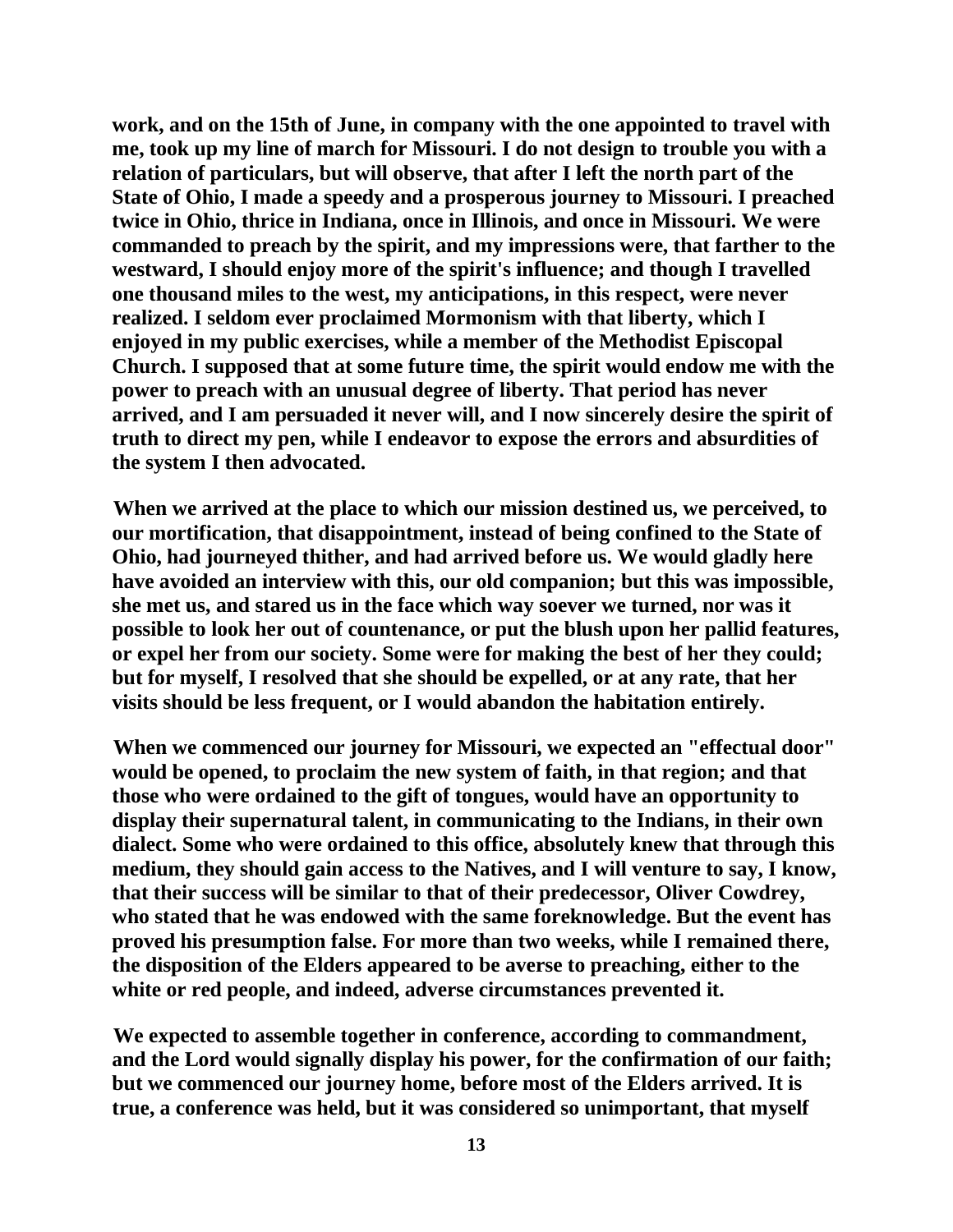work, and on the 15th of June, in company with the one appointed to travel with me, took up my line of march for Missouri. I do not design to trouble you with a relation of particulars, but will observe, that after I left the north part of the State of Ohio, I made a speedy and a prosperous journey to Missouri. I preached twice in Ohio, thrice in Indiana, once in Illinois, and once in Missouri. We were commanded to preach by the spirit, and my impressions were, that farther to the westward, I should enjoy more of the spirit's influence; and though I travelled one thousand miles to the west, my anticipations, in this respect, were never realized. I seldom ever proclaimed Mormonism with that liberty, which I enjoyed in my public exercises, while a member of the Methodist Episcopal Church. I supposed that at some future time, the spirit would endow me with the power to preach with an unusual degree of liberty. That period has never arrived, and I am persuaded it never will, and I now sincerely desire the spirit of truth to direct my pen, while I endeavor to expose the errors and absurdities of the system I then advocated.

When we arrived at the place to which our mission destined us, we perceived, to our mortification, that disappointment, instead of being confined to the State of Ohio, had journeyed thither, and had arrived before us. We would gladly here have avoided an interview with this, our old companion; but this was impossible, she met us, and stared us in the face which way soever we turned, nor was it possible to look her out of countenance, or put the blush upon her pallid features, or expel her from our society. Some were for making the best of her they could; but for myself, I resolved that she should be expelled, or at any rate, that her visits should be less frequent, or I would abandon the habitation entirely.

When we commenced our journey for Missouri, we expected an "effectual door" would be opened, to proclaim the new system of faith, in that region; and that those who were ordained to the gift of tongues, would have an opportunity to display their supernatural talent, in communicating to the Indians, in their own dialect. Some who were ordained to this office, absolutely knew that through this medium, they should gain access to the Natives, and I will venture to say, I know, that their success will be similar to that of their predecessor, Oliver Cowdrey, who stated that he was endowed with the same foreknowledge. But the event has proved his presumption false. For more than two weeks, while I remained there, the disposition of the Elders appeared to be averse to preaching, either to the white or red people, and indeed, adverse circumstances prevented it.

We expected to assemble together in conference, according to commandment, and the Lord would signally display his power, for the confirmation of our faith; but we commenced our journey home, before most of the Elders arrived. It is true, a conference was held, but it was considered so unimportant, that myself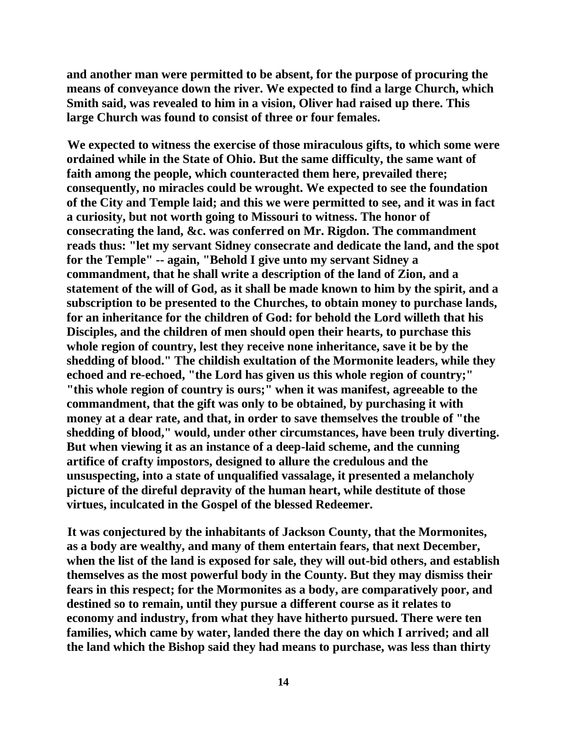**and another man were permitted to be absent, for the purpose of procuring the means of conveyance down the river. We expected to find a large Church, which Smith said, was revealed to him in a vision, Oliver had raised up there. This large Church was found to consist of three or four females.**

**We expected to witness the exercise of those miraculous gifts, to which some were ordained while in the State of Ohio. But the same difficulty, the same want of faith among the people, which counteracted them here, prevailed there; consequently, no miracles could be wrought. We expected to see the foundation of the City and Temple laid; and this we were permitted to see, and it was in fact a curiosity, but not worth going to Missouri to witness. The honor of consecrating the land, &c. was conferred on Mr. Rigdon. The commandment reads thus: "let my servant Sidney consecrate and dedicate the land, and the spot for the Temple" -- again, "Behold I give unto my servant Sidney a commandment, that he shall write a description of the land of Zion, and a statement of the will of God, as it shall be made known to him by the spirit, and a subscription to be presented to the Churches, to obtain money to purchase lands, for an inheritance for the children of God: for behold the Lord willeth that his Disciples, and the children of men should open their hearts, to purchase this whole region of country, lest they receive none inheritance, save it be by the shedding of blood." The childish exultation of the Mormonite leaders, while they echoed and re-echoed, "the Lord has given us this whole region of country;" "this whole region of country is ours;" when it was manifest, agreeable to the commandment, that the gift was only to be obtained, by purchasing it with money at a dear rate, and that, in order to save themselves the trouble of "the shedding of blood," would, under other circumstances, have been truly diverting. But when viewing it as an instance of a deep-laid scheme, and the cunning artifice of crafty impostors, designed to allure the credulous and the unsuspecting, into a state of unqualified vassalage, it presented a melancholy picture of the direful depravity of the human heart, while destitute of those virtues, inculcated in the Gospel of the blessed Redeemer.**

**It was conjectured by the inhabitants of Jackson County, that the Mormonites, as a body are wealthy, and many of them entertain fears, that next December, when the list of the land is exposed for sale, they will out-bid others, and establish themselves as the most powerful body in the County. But they may dismiss their fears in this respect; for the Mormonites as a body, are comparatively poor, and destined so to remain, until they pursue a different course as it relates to economy and industry, from what they have hitherto pursued. There were ten families, which came by water, landed there the day on which I arrived; and all the land which the Bishop said they had means to purchase, was less than thirty**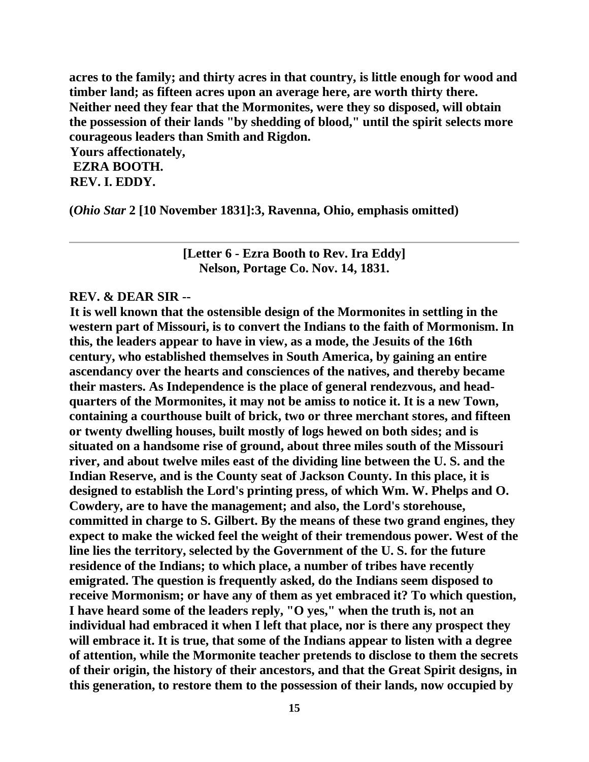**acres to the family; and thirty acres in that country, is little enough for wood and timber land; as fifteen acres upon an average here, are worth thirty there. Neither need they fear that the Mormonites, were they so disposed, will obtain the possession of their lands "by shedding of blood," until the spirit selects more courageous leaders than Smith and Rigdon.**

**Yours affectionately,**

**EZRA BOOTH.**

**REV. I. EDDY.**

**(*Ohio Star* 2 [10 November 1831]:3, Ravenna, Ohio, emphasis omitted)**

---

**[Letter 6 - Ezra Booth to Rev. Ira Eddy]**
**Nelson, Portage Co. Nov. 14, 1831.**

**REV. & DEAR SIR --**

**It is well known that the ostensible design of the Mormonites in settling in the western part of Missouri, is to convert the Indians to the faith of Mormonism. In this, the leaders appear to have in view, as a mode, the Jesuits of the 16th century, who established themselves in South America, by gaining an entire ascendancy over the hearts and consciences of the natives, and thereby became their masters. As Independence is the place of general rendezvous, and head-quarters of the Mormonites, it may not be amiss to notice it. It is a new Town, containing a courthouse built of brick, two or three merchant stores, and fifteen or twenty dwelling houses, built mostly of logs hewed on both sides; and is situated on a handsome rise of ground, about three miles south of the Missouri river, and about twelve miles east of the dividing line between the U. S. and the Indian Reserve, and is the County seat of Jackson County. In this place, it is designed to establish the Lord's printing press, of which Wm. W. Phelps and O. Cowdery, are to have the management; and also, the Lord's storehouse, committed in charge to S. Gilbert. By the means of these two grand engines, they expect to make the wicked feel the weight of their tremendous power. West of the line lies the territory, selected by the Government of the U. S. for the future residence of the Indians; to which place, a number of tribes have recently emigrated. The question is frequently asked, do the Indians seem disposed to receive Mormonism; or have any of them as yet embraced it? To which question, I have heard some of the leaders reply, "O yes," when the truth is, not an individual had embraced it when I left that place, nor is there any prospect they will embrace it. It is true, that some of the Indians appear to listen with a degree of attention, while the Mormonite teacher pretends to disclose to them the secrets of their origin, the history of their ancestors, and that the Great Spirit designs, in this generation, to restore them to the possession of their lands, now occupied by**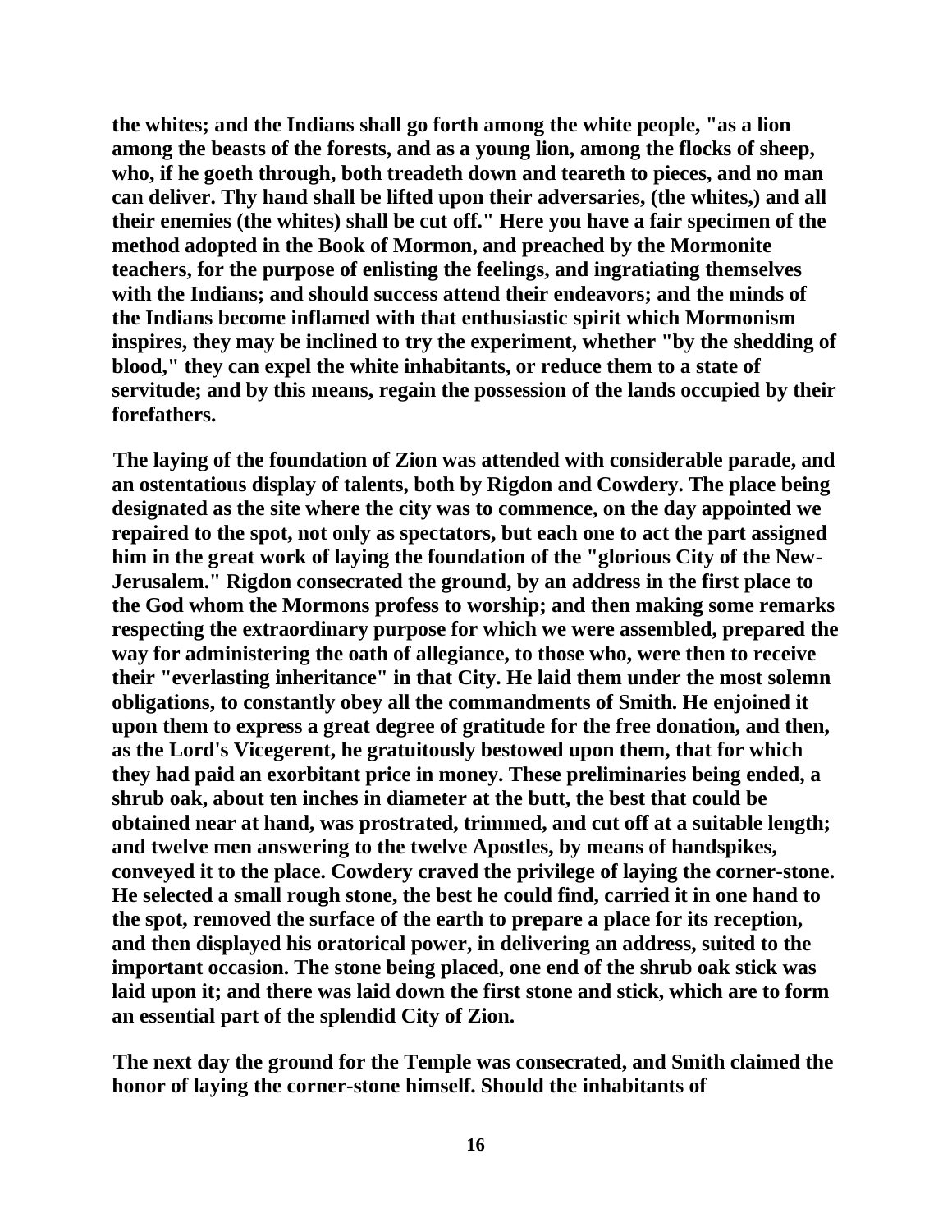the whites; and the Indians shall go forth among the white people, "as a lion among the beasts of the forests, and as a young lion, among the flocks of sheep, who, if he goeth through, both treadeth down and teareth to pieces, and no man can deliver. Thy hand shall be lifted upon their adversaries, (the whites,) and all their enemies (the whites) shall be cut off." Here you have a fair specimen of the method adopted in the Book of Mormon, and preached by the Mormonite teachers, for the purpose of enlisting the feelings, and ingratiating themselves with the Indians; and should success attend their endeavors; and the minds of the Indians become inflamed with that enthusiastic spirit which Mormonism inspires, they may be inclined to try the experiment, whether "by the shedding of blood," they can expel the white inhabitants, or reduce them to a state of servitude; and by this means, regain the possession of the lands occupied by their forefathers.

The laying of the foundation of Zion was attended with considerable parade, and an ostentatious display of talents, both by Rigdon and Cowdery. The place being designated as the site where the city was to commence, on the day appointed we repaired to the spot, not only as spectators, but each one to act the part assigned him in the great work of laying the foundation of the "glorious City of the New-Jerusalem." Rigdon consecrated the ground, by an address in the first place to the God whom the Mormons profess to worship; and then making some remarks respecting the extraordinary purpose for which we were assembled, prepared the way for administering the oath of allegiance, to those who, were then to receive their "everlasting inheritance" in that City. He laid them under the most solemn obligations, to constantly obey all the commandments of Smith. He enjoined it upon them to express a great degree of gratitude for the free donation, and then, as the Lord's Vicegerent, he gratuitously bestowed upon them, that for which they had paid an exorbitant price in money. These preliminaries being ended, a shrub oak, about ten inches in diameter at the butt, the best that could be obtained near at hand, was prostrated, trimmed, and cut off at a suitable length; and twelve men answering to the twelve Apostles, by means of handspikes, conveyed it to the place. Cowdery craved the privilege of laying the corner-stone. He selected a small rough stone, the best he could find, carried it in one hand to the spot, removed the surface of the earth to prepare a place for its reception, and then displayed his oratorical power, in delivering an address, suited to the important occasion. The stone being placed, one end of the shrub oak stick was laid upon it; and there was laid down the first stone and stick, which are to form an essential part of the splendid City of Zion.

The next day the ground for the Temple was consecrated, and Smith claimed the honor of laying the corner-stone himself. Should the inhabitants of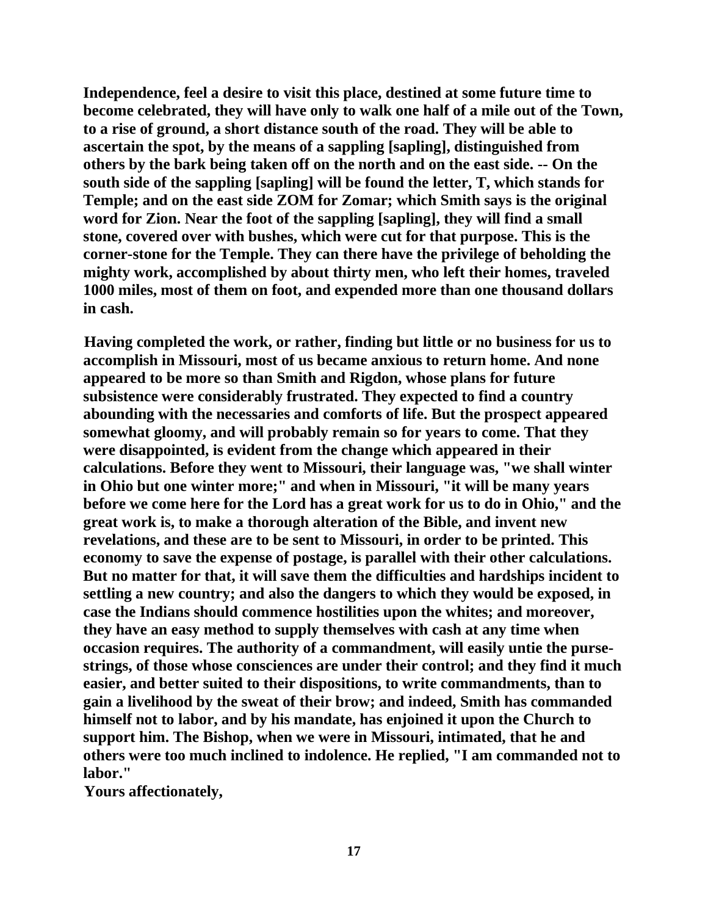**Independence, feel a desire to visit this place, destined at some future time to become celebrated, they will have only to walk one half of a mile out of the Town, to a rise of ground, a short distance south of the road. They will be able to ascertain the spot, by the means of a sappling [sapling], distinguished from others by the bark being taken off on the north and on the east side. -- On the south side of the sappling [sapling] will be found the letter, T, which stands for Temple; and on the east side ZOM for Zomar; which Smith says is the original word for Zion. Near the foot of the sappling [sapling], they will find a small stone, covered over with bushes, which were cut for that purpose. This is the corner-stone for the Temple. They can there have the privilege of beholding the mighty work, accomplished by about thirty men, who left their homes, traveled 1000 miles, most of them on foot, and expended more than one thousand dollars in cash.**

**Having completed the work, or rather, finding but little or no business for us to accomplish in Missouri, most of us became anxious to return home. And none appeared to be more so than Smith and Rigdon, whose plans for future subsistence were considerably frustrated. They expected to find a country abounding with the necessaries and comforts of life. But the prospect appeared somewhat gloomy, and will probably remain so for years to come. That they were disappointed, is evident from the change which appeared in their calculations. Before they went to Missouri, their language was, "we shall winter in Ohio but one winter more;" and when in Missouri, "it will be many years before we come here for the Lord has a great work for us to do in Ohio," and the great work is, to make a thorough alteration of the Bible, and invent new revelations, and these are to be sent to Missouri, in order to be printed. This economy to save the expense of postage, is parallel with their other calculations. But no matter for that, it will save them the difficulties and hardships incident to settling a new country; and also the dangers to which they would be exposed, in case the Indians should commence hostilities upon the whites; and moreover, they have an easy method to supply themselves with cash at any time when occasion requires. The authority of a commandment, will easily untie the purse-strings, of those whose consciences are under their control; and they find it much easier, and better suited to their dispositions, to write commandments, than to gain a livelihood by the sweat of their brow; and indeed, Smith has commanded himself not to labor, and by his mandate, has enjoined it upon the Church to support him. The Bishop, when we were in Missouri, intimated, that he and others were too much inclined to indolence. He replied, "I am commanded not to labor."**

**Yours affectionately,**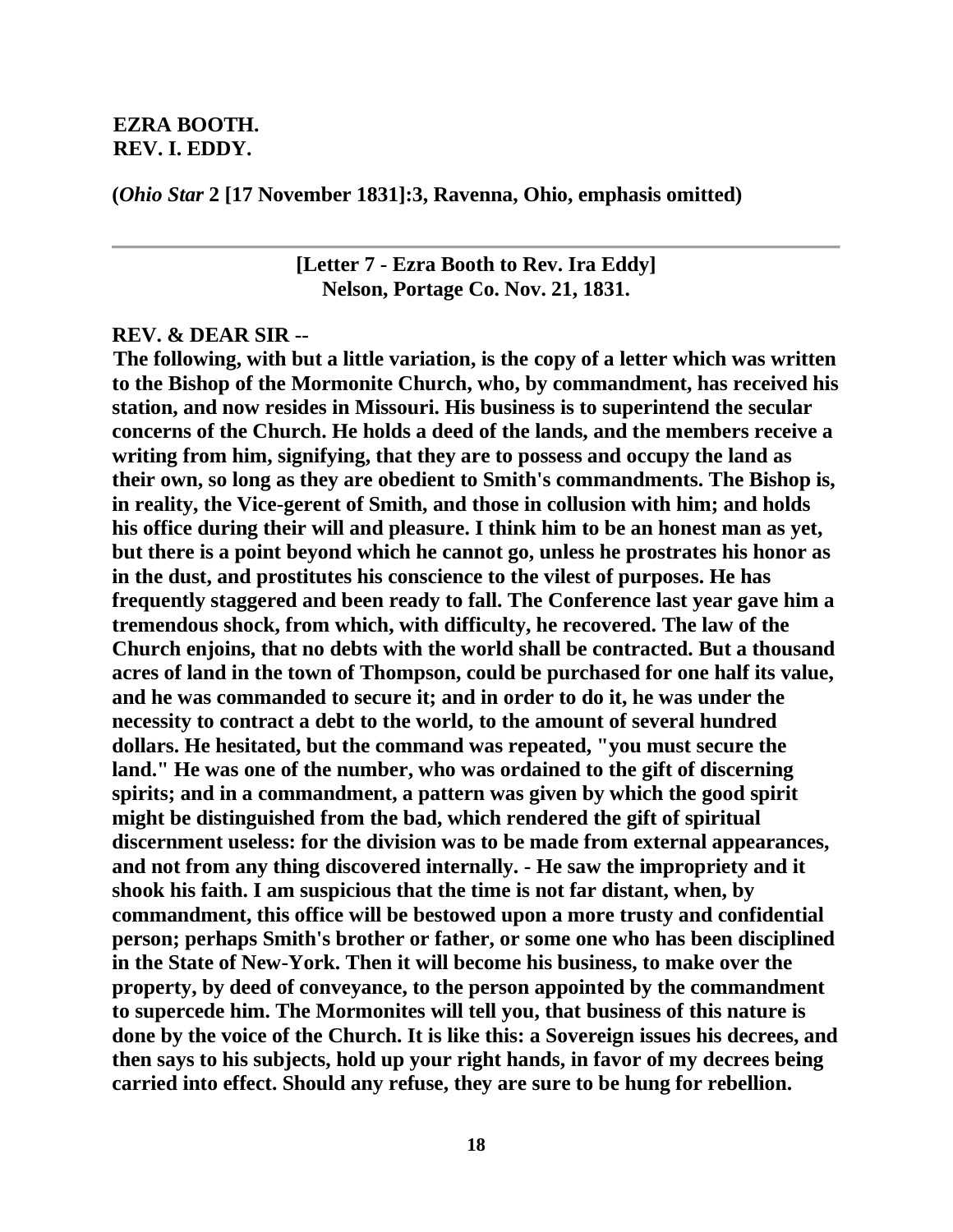**EZRA BOOTH.**
**REV. I. EDDY.**

**(*Ohio Star* 2 [17 November 1831]:3, Ravenna, Ohio, emphasis omitted)**

---

**[Letter 7 - Ezra Booth to Rev. Ira Eddy]**
**Nelson, Portage Co. Nov. 21, 1831.**

**REV. & DEAR SIR --**

**The following, with but a little variation, is the copy of a letter which was written to the Bishop of the Mormonite Church, who, by commandment, has received his station, and now resides in Missouri. His business is to superintend the secular concerns of the Church. He holds a deed of the lands, and the members receive a writing from him, signifying, that they are to possess and occupy the land as their own, so long as they are obedient to Smith's commandments. The Bishop is, in reality, the Vice-gerent of Smith, and those in collusion with him; and holds his office during their will and pleasure. I think him to be an honest man as yet, but there is a point beyond which he cannot go, unless he prostrates his honor as in the dust, and prostitutes his conscience to the vilest of purposes. He has frequently staggered and been ready to fall. The Conference last year gave him a tremendous shock, from which, with difficulty, he recovered. The law of the Church enjoins, that no debts with the world shall be contracted. But a thousand acres of land in the town of Thompson, could be purchased for one half its value, and he was commanded to secure it; and in order to do it, he was under the necessity to contract a debt to the world, to the amount of several hundred dollars. He hesitated, but the command was repeated, "you must secure the land." He was one of the number, who was ordained to the gift of discerning spirits; and in a commandment, a pattern was given by which the good spirit might be distinguished from the bad, which rendered the gift of spiritual discernment useless: for the division was to be made from external appearances, and not from any thing discovered internally. - He saw the impropriety and it shook his faith. I am suspicious that the time is not far distant, when, by commandment, this office will be bestowed upon a more trusty and confidential person; perhaps Smith's brother or father, or some one who has been disciplined in the State of New-York. Then it will become his business, to make over the property, by deed of conveyance, to the person appointed by the commandment to supercede him. The Mormonites will tell you, that business of this nature is done by the voice of the Church. It is like this: a Sovereign issues his decrees, and then says to his subjects, hold up your right hands, in favor of my decrees being carried into effect. Should any refuse, they are sure to be hung for rebellion.**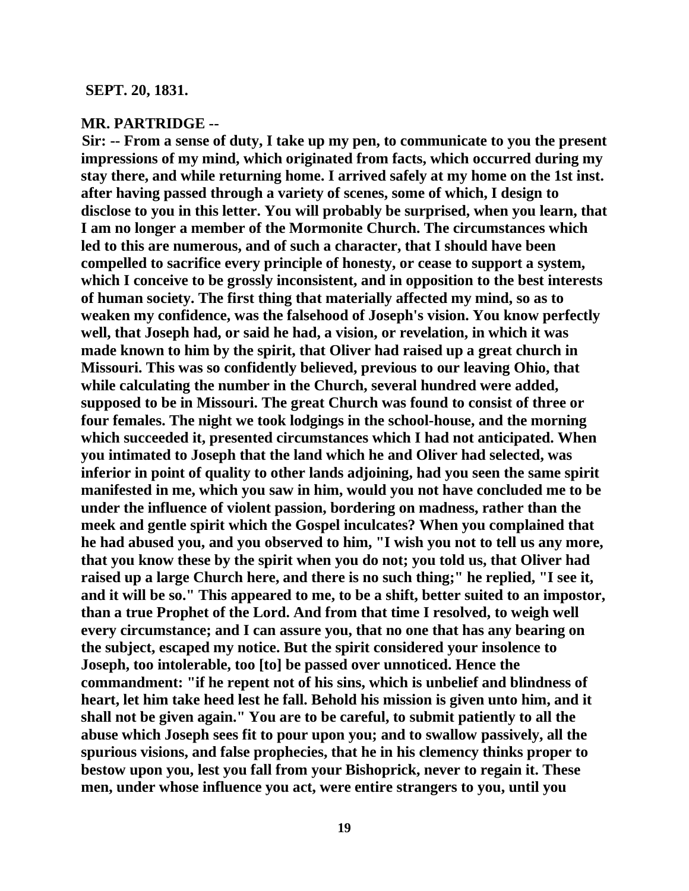**SEPT. 20, 1831.**

**MR. PARTRIDGE --**

**Sir: -- From a sense of duty, I take up my pen, to communicate to you the present impressions of my mind, which originated from facts, which occurred during my stay there, and while returning home. I arrived safely at my home on the 1st inst. after having passed through a variety of scenes, some of which, I design to disclose to you in this letter. You will probably be surprised, when you learn, that I am no longer a member of the Mormonite Church. The circumstances which led to this are numerous, and of such a character, that I should have been compelled to sacrifice every principle of honesty, or cease to support a system, which I conceive to be grossly inconsistent, and in opposition to the best interests of human society. The first thing that materially affected my mind, so as to weaken my confidence, was the falsehood of Joseph's vision. You know perfectly well, that Joseph had, or said he had, a vision, or revelation, in which it was made known to him by the spirit, that Oliver had raised up a great church in Missouri. This was so confidently believed, previous to our leaving Ohio, that while calculating the number in the Church, several hundred were added, supposed to be in Missouri. The great Church was found to consist of three or four females. The night we took lodgings in the school-house, and the morning which succeeded it, presented circumstances which I had not anticipated. When you intimated to Joseph that the land which he and Oliver had selected, was inferior in point of quality to other lands adjoining, had you seen the same spirit manifested in me, which you saw in him, would you not have concluded me to be under the influence of violent passion, bordering on madness, rather than the meek and gentle spirit which the Gospel inculcates? When you complained that he had abused you, and you observed to him, "I wish you not to tell us any more, that you know these by the spirit when you do not; you told us, that Oliver had raised up a large Church here, and there is no such thing;" he replied, "I see it, and it will be so." This appeared to me, to be a shift, better suited to an impostor, than a true Prophet of the Lord. And from that time I resolved, to weigh well every circumstance; and I can assure you, that no one that has any bearing on the subject, escaped my notice. But the spirit considered your insolence to Joseph, too intolerable, too [to] be passed over unnoticed. Hence the commandment: "if he repent not of his sins, which is unbelief and blindness of heart, let him take heed lest he fall. Behold his mission is given unto him, and it shall not be given again." You are to be careful, to submit patiently to all the abuse which Joseph sees fit to pour upon you; and to swallow passively, all the spurious visions, and false prophecies, that he in his clemency thinks proper to bestow upon you, lest you fall from your Bishoprick, never to regain it. These men, under whose influence you act, were entire strangers to you, until you**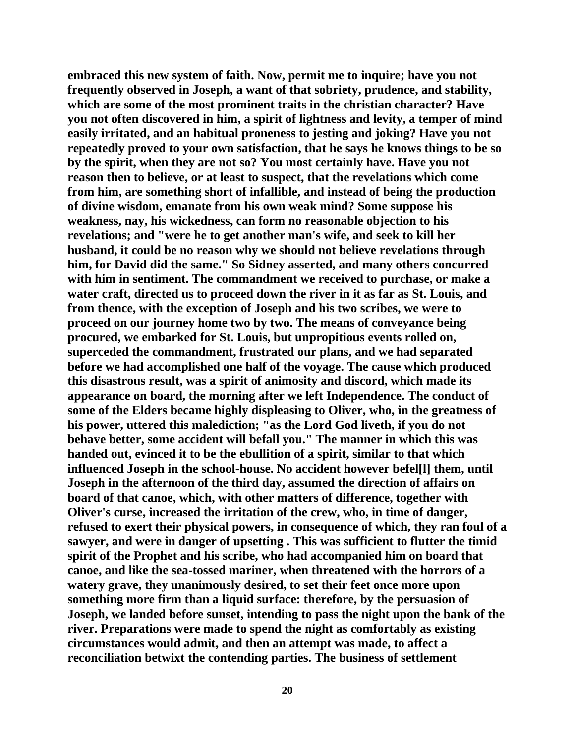**embraced this new system of faith. Now, permit me to inquire; have you not frequently observed in Joseph, a want of that sobriety, prudence, and stability, which are some of the most prominent traits in the christian character? Have you not often discovered in him, a spirit of lightness and levity, a temper of mind easily irritated, and an habitual proneness to jesting and joking? Have you not repeatedly proved to your own satisfaction, that he says he knows things to be so by the spirit, when they are not so? You most certainly have. Have you not reason then to believe, or at least to suspect, that the revelations which come from him, are something short of infallible, and instead of being the production of divine wisdom, emanate from his own weak mind? Some suppose his weakness, nay, his wickedness, can form no reasonable objection to his revelations; and "were he to get another man's wife, and seek to kill her husband, it could be no reason why we should not believe revelations through him, for David did the same." So Sidney asserted, and many others concurred with him in sentiment. The commandment we received to purchase, or make a water craft, directed us to proceed down the river in it as far as St. Louis, and from thence, with the exception of Joseph and his two scribes, we were to proceed on our journey home two by two. The means of conveyance being procured, we embarked for St. Louis, but unpropitious events rolled on, superceded the commandment, frustrated our plans, and we had separated before we had accomplished one half of the voyage. The cause which produced this disastrous result, was a spirit of animosity and discord, which made its appearance on board, the morning after we left Independence. The conduct of some of the Elders became highly displeasing to Oliver, who, in the greatness of his power, uttered this malediction; "as the Lord God liveth, if you do not behave better, some accident will befall you." The manner in which this was handed out, evinced it to be the ebullition of a spirit, similar to that which influenced Joseph in the school-house. No accident however befel[l] them, until Joseph in the afternoon of the third day, assumed the direction of affairs on board of that canoe, which, with other matters of difference, together with Oliver's curse, increased the irritation of the crew, who, in time of danger, refused to exert their physical powers, in consequence of which, they ran foul of a sawyer, and were in danger of upsetting . This was sufficient to flutter the timid spirit of the Prophet and his scribe, who had accompanied him on board that canoe, and like the sea-tossed mariner, when threatened with the horrors of a watery grave, they unanimously desired, to set their feet once more upon something more firm than a liquid surface: therefore, by the persuasion of Joseph, we landed before sunset, intending to pass the night upon the bank of the river. Preparations were made to spend the night as comfortably as existing circumstances would admit, and then an attempt was made, to affect a reconciliation betwixt the contending parties. The business of settlement**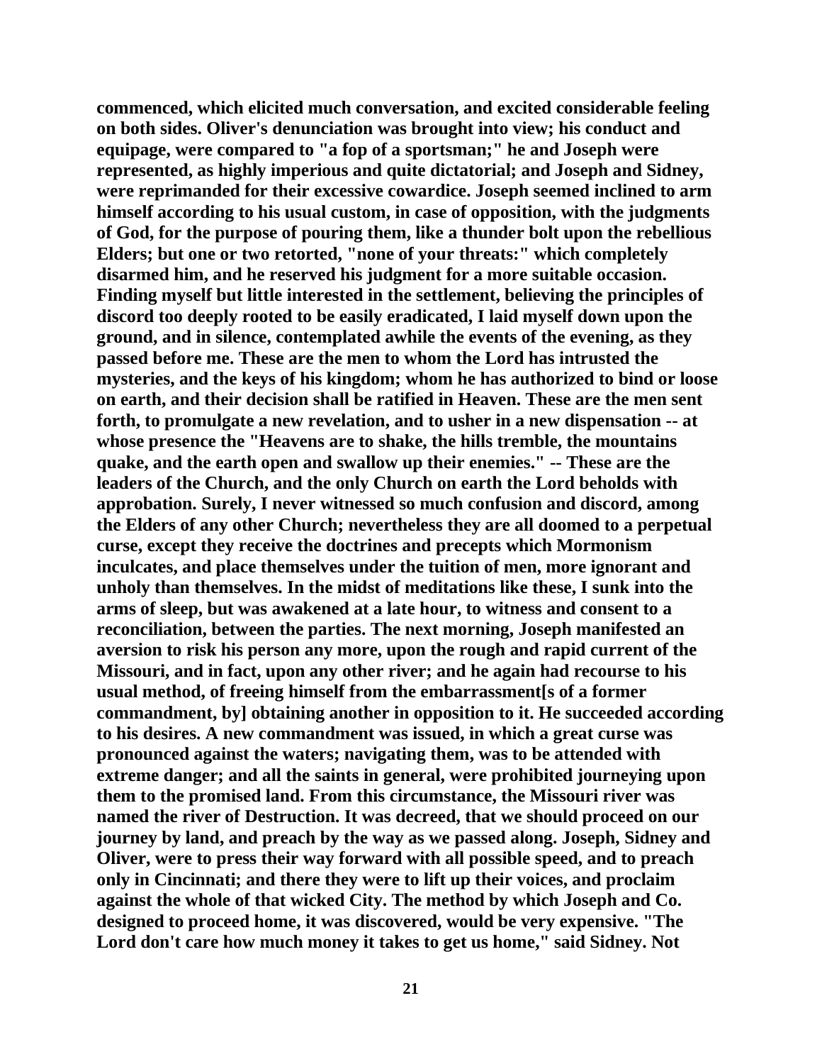commenced, which elicited much conversation, and excited considerable feeling on both sides. Oliver's denunciation was brought into view; his conduct and equipage, were compared to "a fop of a sportsman;" he and Joseph were represented, as highly imperious and quite dictatorial; and Joseph and Sidney, were reprimanded for their excessive cowardice. Joseph seemed inclined to arm himself according to his usual custom, in case of opposition, with the judgments of God, for the purpose of pouring them, like a thunder bolt upon the rebellious Elders; but one or two retorted, "none of your threats:" which completely disarmed him, and he reserved his judgment for a more suitable occasion. Finding myself but little interested in the settlement, believing the principles of discord too deeply rooted to be easily eradicated, I laid myself down upon the ground, and in silence, contemplated awhile the events of the evening, as they passed before me. These are the men to whom the Lord has intrusted the mysteries, and the keys of his kingdom; whom he has authorized to bind or loose on earth, and their decision shall be ratified in Heaven. These are the men sent forth, to promulgate a new revelation, and to usher in a new dispensation -- at whose presence the "Heavens are to shake, the hills tremble, the mountains quake, and the earth open and swallow up their enemies." -- These are the leaders of the Church, and the only Church on earth the Lord beholds with approbation. Surely, I never witnessed so much confusion and discord, among the Elders of any other Church; nevertheless they are all doomed to a perpetual curse, except they receive the doctrines and precepts which Mormonism inculcates, and place themselves under the tuition of men, more ignorant and unholy than themselves. In the midst of meditations like these, I sunk into the arms of sleep, but was awakened at a late hour, to witness and consent to a reconciliation, between the parties. The next morning, Joseph manifested an aversion to risk his person any more, upon the rough and rapid current of the Missouri, and in fact, upon any other river; and he again had recourse to his usual method, of freeing himself from the embarrassment[s of a former commandment, by] obtaining another in opposition to it. He succeeded according to his desires. A new commandment was issued, in which a great curse was pronounced against the waters; navigating them, was to be attended with extreme danger; and all the saints in general, were prohibited journeying upon them to the promised land. From this circumstance, the Missouri river was named the river of Destruction. It was decreed, that we should proceed on our journey by land, and preach by the way as we passed along. Joseph, Sidney and Oliver, were to press their way forward with all possible speed, and to preach only in Cincinnati; and there they were to lift up their voices, and proclaim against the whole of that wicked City. The method by which Joseph and Co. designed to proceed home, it was discovered, would be very expensive. "The Lord don't care how much money it takes to get us home," said Sidney. Not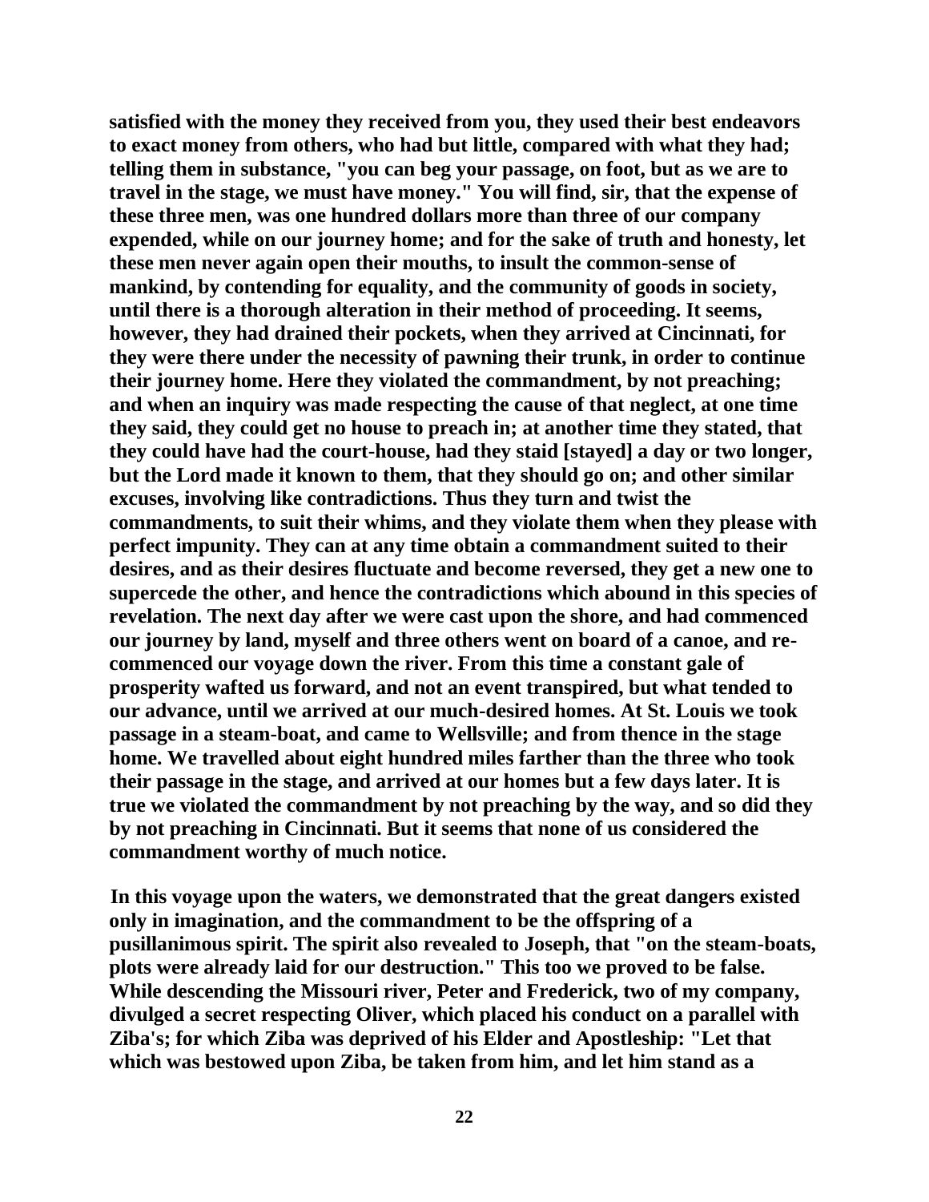**satisfied with the money they received from you, they used their best endeavors to exact money from others, who had but little, compared with what they had; telling them in substance, "you can beg your passage, on foot, but as we are to travel in the stage, we must have money." You will find, sir, that the expense of these three men, was one hundred dollars more than three of our company expended, while on our journey home; and for the sake of truth and honesty, let these men never again open their mouths, to insult the common-sense of mankind, by contending for equality, and the community of goods in society, until there is a thorough alteration in their method of proceeding. It seems, however, they had drained their pockets, when they arrived at Cincinnati, for they were there under the necessity of pawning their trunk, in order to continue their journey home. Here they violated the commandment, by not preaching; and when an inquiry was made respecting the cause of that neglect, at one time they said, they could get no house to preach in; at another time they stated, that they could have had the court-house, had they staid [stayed] a day or two longer, but the Lord made it known to them, that they should go on; and other similar excuses, involving like contradictions. Thus they turn and twist the commandments, to suit their whims, and they violate them when they please with perfect impunity. They can at any time obtain a commandment suited to their desires, and as their desires fluctuate and become reversed, they get a new one to supercede the other, and hence the contradictions which abound in this species of revelation. The next day after we were cast upon the shore, and had commenced our journey by land, myself and three others went on board of a canoe, and re-commenced our voyage down the river. From this time a constant gale of prosperity wafted us forward, and not an event transpired, but what tended to our advance, until we arrived at our much-desired homes. At St. Louis we took passage in a steam-boat, and came to Wellsville; and from thence in the stage home. We travelled about eight hundred miles farther than the three who took their passage in the stage, and arrived at our homes but a few days later. It is true we violated the commandment by not preaching by the way, and so did they by not preaching in Cincinnati. But it seems that none of us considered the commandment worthy of much notice.**

**In this voyage upon the waters, we demonstrated that the great dangers existed only in imagination, and the commandment to be the offspring of a pusillanimous spirit. The spirit also revealed to Joseph, that "on the steam-boats, plots were already laid for our destruction." This too we proved to be false. While descending the Missouri river, Peter and Frederick, two of my company, divulged a secret respecting Oliver, which placed his conduct on a parallel with Ziba's; for which Ziba was deprived of his Elder and Apostleship: "Let that which was bestowed upon Ziba, be taken from him, and let him stand as a**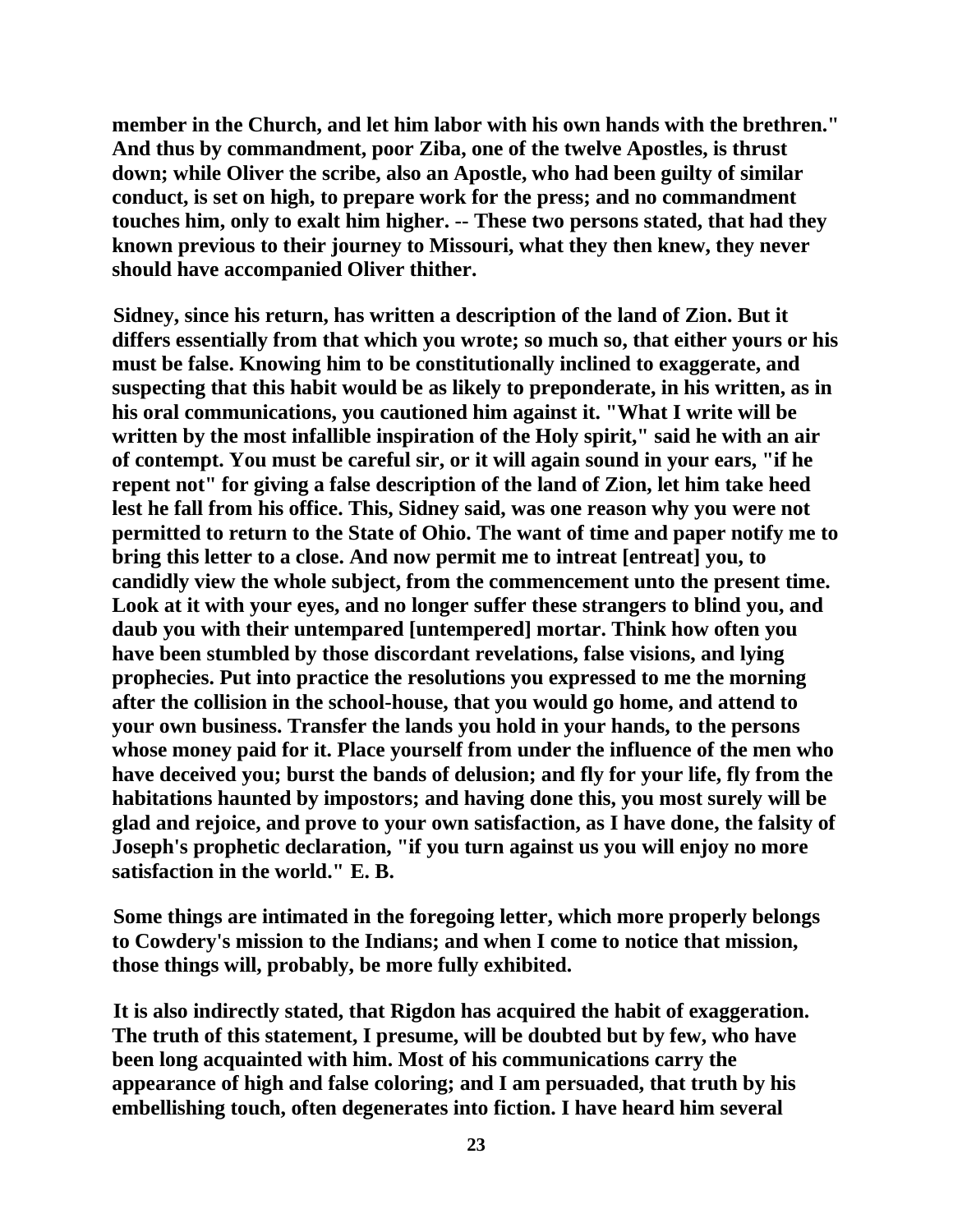**member in the Church, and let him labor with his own hands with the brethren." And thus by commandment, poor Ziba, one of the twelve Apostles, is thrust down; while Oliver the scribe, also an Apostle, who had been guilty of similar conduct, is set on high, to prepare work for the press; and no commandment touches him, only to exalt him higher. -- These two persons stated, that had they known previous to their journey to Missouri, what they then knew, they never should have accompanied Oliver thither.**

**Sidney, since his return, has written a description of the land of Zion. But it differs essentially from that which you wrote; so much so, that either yours or his must be false. Knowing him to be constitutionally inclined to exaggerate, and suspecting that this habit would be as likely to preponderate, in his written, as in his oral communications, you cautioned him against it. "What I write will be written by the most infallible inspiration of the Holy spirit," said he with an air of contempt. You must be careful sir, or it will again sound in your ears, "if he repent not" for giving a false description of the land of Zion, let him take heed lest he fall from his office. This, Sidney said, was one reason why you were not permitted to return to the State of Ohio. The want of time and paper notify me to bring this letter to a close. And now permit me to intreat [entreat] you, to candidly view the whole subject, from the commencement unto the present time. Look at it with your eyes, and no longer suffer these strangers to blind you, and daub you with their untempared [untempered] mortar. Think how often you have been stumbled by those discordant revelations, false visions, and lying prophecies. Put into practice the resolutions you expressed to me the morning after the collision in the school-house, that you would go home, and attend to your own business. Transfer the lands you hold in your hands, to the persons whose money paid for it. Place yourself from under the influence of the men who have deceived you; burst the bands of delusion; and fly for your life, fly from the habitations haunted by impostors; and having done this, you most surely will be glad and rejoice, and prove to your own satisfaction, as I have done, the falsity of Joseph's prophetic declaration, "if you turn against us you will enjoy no more satisfaction in the world." E. B.**

**Some things are intimated in the foregoing letter, which more properly belongs to Cowdery's mission to the Indians; and when I come to notice that mission, those things will, probably, be more fully exhibited.**

**It is also indirectly stated, that Rigdon has acquired the habit of exaggeration. The truth of this statement, I presume, will be doubted but by few, who have been long acquainted with him. Most of his communications carry the appearance of high and false coloring; and I am persuaded, that truth by his embellishing touch, often degenerates into fiction. I have heard him several**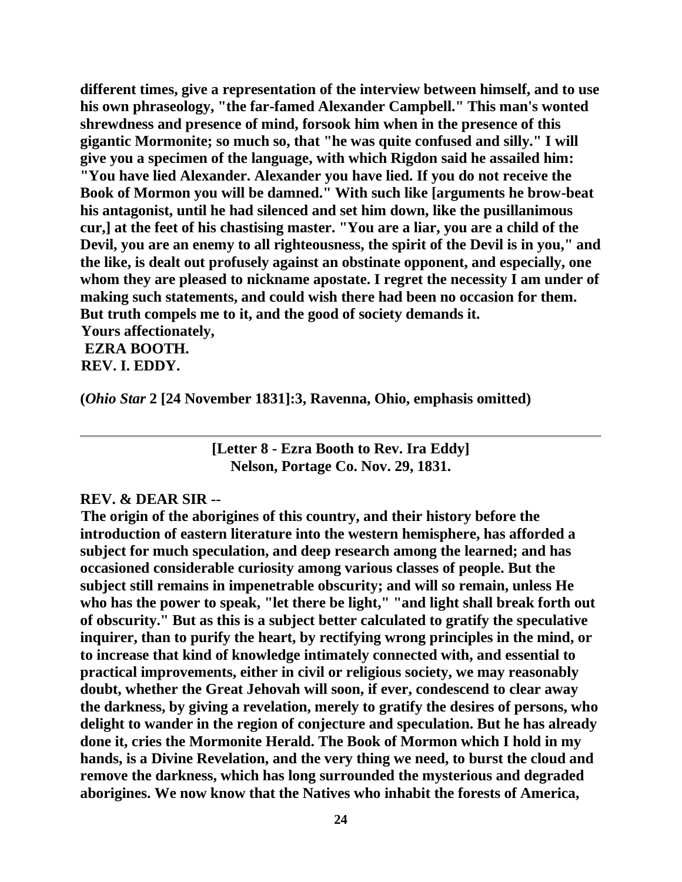different times, give a representation of the interview between himself, and to use his own phraseology, "the far-famed Alexander Campbell." This man's wonted shrewdness and presence of mind, forsook him when in the presence of this gigantic Mormonite; so much so, that "he was quite confused and silly." I will give you a specimen of the language, with which Rigdon said he assailed him: "You have lied Alexander. Alexander you have lied. If you do not receive the Book of Mormon you will be damned." With such like [arguments he brow-beat his antagonist, until he had silenced and set him down, like the pusillanimous cur,] at the feet of his chastising master. "You are a liar, you are a child of the Devil, you are an enemy to all righteousness, the spirit of the Devil is in you," and the like, is dealt out profusely against an obstinate opponent, and especially, one whom they are pleased to nickname apostate. I regret the necessity I am under of making such statements, and could wish there had been no occasion for them. But truth compels me to it, and the good of society demands it.

Yours affectionately,
EZRA BOOTH.
REV. I. EDDY.

(*Ohio Star* 2 [24 November 1831]:3, Ravenna, Ohio, emphasis omitted)

---

**[Letter 8 - Ezra Booth to Rev. Ira Eddy]**
**Nelson, Portage Co. Nov. 29, 1831.**

REV. & DEAR SIR --

The origin of the aborigines of this country, and their history before the introduction of eastern literature into the western hemisphere, has afforded a subject for much speculation, and deep research among the learned; and has occasioned considerable curiosity among various classes of people. But the subject still remains in impenetrable obscurity; and will so remain, unless He who has the power to speak, "let there be light," "and light shall break forth out of obscurity." But as this is a subject better calculated to gratify the speculative inquirer, than to purify the heart, by rectifying wrong principles in the mind, or to increase that kind of knowledge intimately connected with, and essential to practical improvements, either in civil or religious society, we may reasonably doubt, whether the Great Jehovah will soon, if ever, condescend to clear away the darkness, by giving a revelation, merely to gratify the desires of persons, who delight to wander in the region of conjecture and speculation. But he has already done it, cries the Mormonite Herald. The Book of Mormon which I hold in my hands, is a Divine Revelation, and the very thing we need, to burst the cloud and remove the darkness, which has long surrounded the mysterious and degraded aborigines. We now know that the Natives who inhabit the forests of America,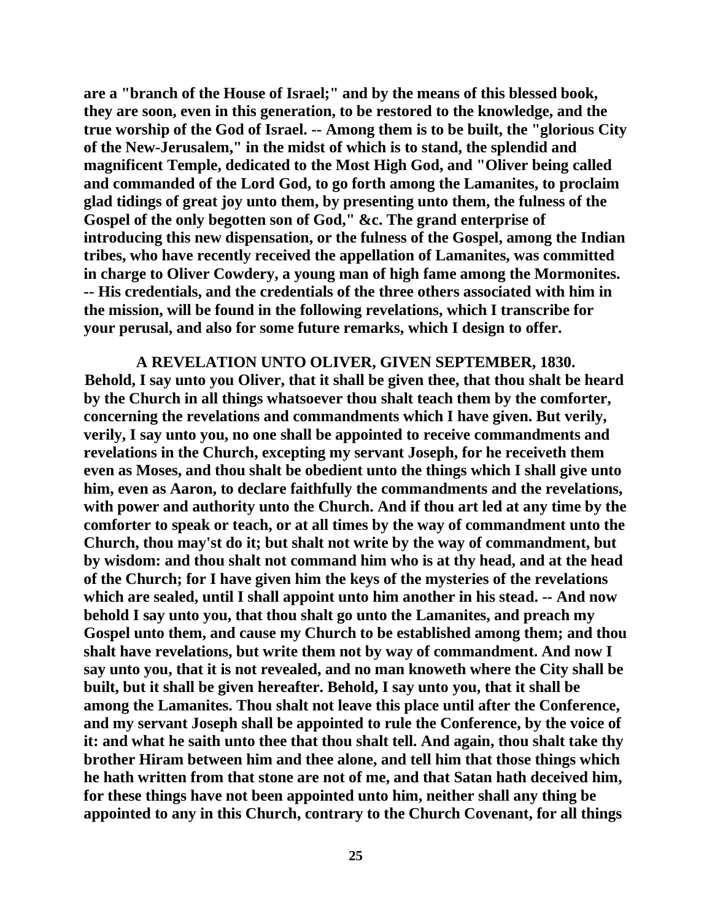are a "branch of the House of Israel;" and by the means of this blessed book, they are soon, even in this generation, to be restored to the knowledge, and the true worship of the God of Israel. -- Among them is to be built, the "glorious City of the New-Jerusalem," in the midst of which is to stand, the splendid and magnificent Temple, dedicated to the Most High God, and "Oliver being called and commanded of the Lord God, to go forth among the Lamanites, to proclaim glad tidings of great joy unto them, by presenting unto them, the fulness of the Gospel of the only begotten son of God," &c. The grand enterprise of introducing this new dispensation, or the fulness of the Gospel, among the Indian tribes, who have recently received the appellation of Lamanites, was committed in charge to Oliver Cowdery, a young man of high fame among the Mormonites. -- His credentials, and the credentials of the three others associated with him in the mission, will be found in the following revelations, which I transcribe for your perusal, and also for some future remarks, which I design to offer.

### A REVELATION UNTO OLIVER, GIVEN SEPTEMBER, 1830.

Behold, I say unto you Oliver, that it shall be given thee, that thou shalt be heard by the Church in all things whatsoever thou shalt teach them by the comforter, concerning the revelations and commandments which I have given. But verily, verily, I say unto you, no one shall be appointed to receive commandments and revelations in the Church, excepting my servant Joseph, for he receiveth them even as Moses, and thou shalt be obedient unto the things which I shall give unto him, even as Aaron, to declare faithfully the commandments and the revelations, with power and authority unto the Church. And if thou art led at any time by the comforter to speak or teach, or at all times by the way of commandment unto the Church, thou may'st do it; but shalt not write by the way of commandment, but by wisdom: and thou shalt not command him who is at thy head, and at the head of the Church; for I have given him the keys of the mysteries of the revelations which are sealed, until I shall appoint unto him another in his stead. -- And now behold I say unto you, that thou shalt go unto the Lamanites, and preach my Gospel unto them, and cause my Church to be established among them; and thou shalt have revelations, but write them not by way of commandment. And now I say unto you, that it is not revealed, and no man knoweth where the City shall be built, but it shall be given hereafter. Behold, I say unto you, that it shall be among the Lamanites. Thou shalt not leave this place until after the Conference, and my servant Joseph shall be appointed to rule the Conference, by the voice of it: and what he saith unto thee that thou shalt tell. And again, thou shalt take thy brother Hiram between him and thee alone, and tell him that those things which he hath written from that stone are not of me, and that Satan hath deceived him, for these things have not been appointed unto him, neither shall any thing be appointed to any in this Church, contrary to the Church Covenant, for all things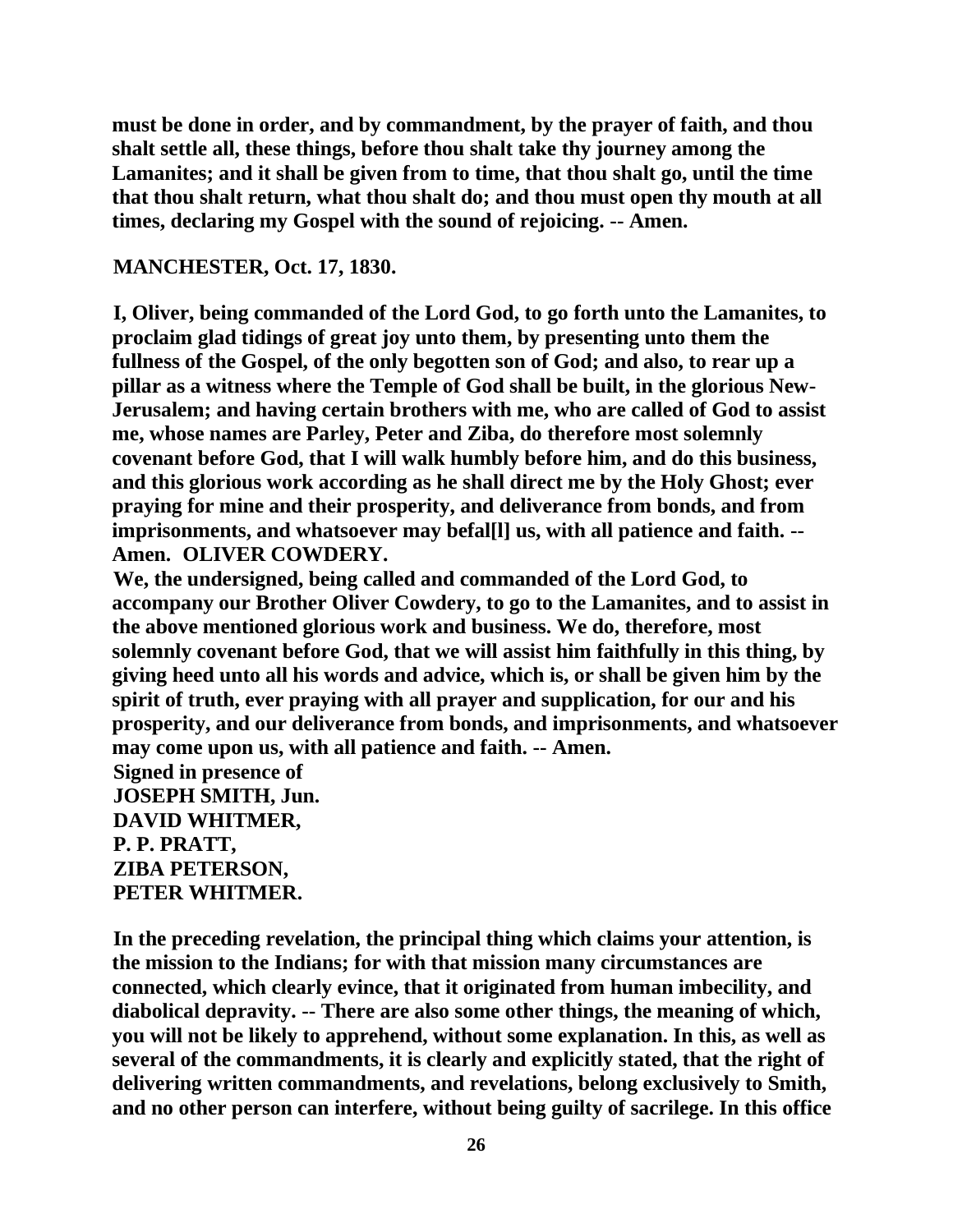**must be done in order, and by commandment, by the prayer of faith, and thou shalt settle all, these things, before thou shalt take thy journey among the Lamanites; and it shall be given from to time, that thou shalt go, until the time that thou shalt return, what thou shalt do; and thou must open thy mouth at all times, declaring my Gospel with the sound of rejoicing. -- Amen.**

**MANCHESTER, Oct. 17, 1830.**

**I, Oliver, being commanded of the Lord God, to go forth unto the Lamanites, to proclaim glad tidings of great joy unto them, by presenting unto them the fullness of the Gospel, of the only begotten son of God; and also, to rear up a pillar as a witness where the Temple of God shall be built, in the glorious New-Jerusalem; and having certain brothers with me, who are called of God to assist me, whose names are Parley, Peter and Ziba, do therefore most solemnly covenant before God, that I will walk humbly before him, and do this business, and this glorious work according as he shall direct me by the Holy Ghost; ever praying for mine and their prosperity, and deliverance from bonds, and from imprisonments, and whatsoever may befal[l] us, with all patience and faith. -- Amen. OLIVER COWDERY.**

**We, the undersigned, being called and commanded of the Lord God, to accompany our Brother Oliver Cowdery, to go to the Lamanites, and to assist in the above mentioned glorious work and business. We do, therefore, most solemnly covenant before God, that we will assist him faithfully in this thing, by giving heed unto all his words and advice, which is, or shall be given him by the spirit of truth, ever praying with all prayer and supplication, for our and his prosperity, and our deliverance from bonds, and imprisonments, and whatsoever may come upon us, with all patience and faith. -- Amen.**

**Signed in presence of**
**JOSEPH SMITH, Jun.**
**DAVID WHITMER,**
**P. P. PRATT,**
**ZIBA PETERSON,**
**PETER WHITMER.**

**In the preceding revelation, the principal thing which claims your attention, is the mission to the Indians; for with that mission many circumstances are connected, which clearly evince, that it originated from human imbecility, and diabolical depravity. -- There are also some other things, the meaning of which, you will not be likely to apprehend, without some explanation. In this, as well as several of the commandments, it is clearly and explicitly stated, that the right of delivering written commandments, and revelations, belong exclusively to Smith, and no other person can interfere, without being guilty of sacrilege. In this office**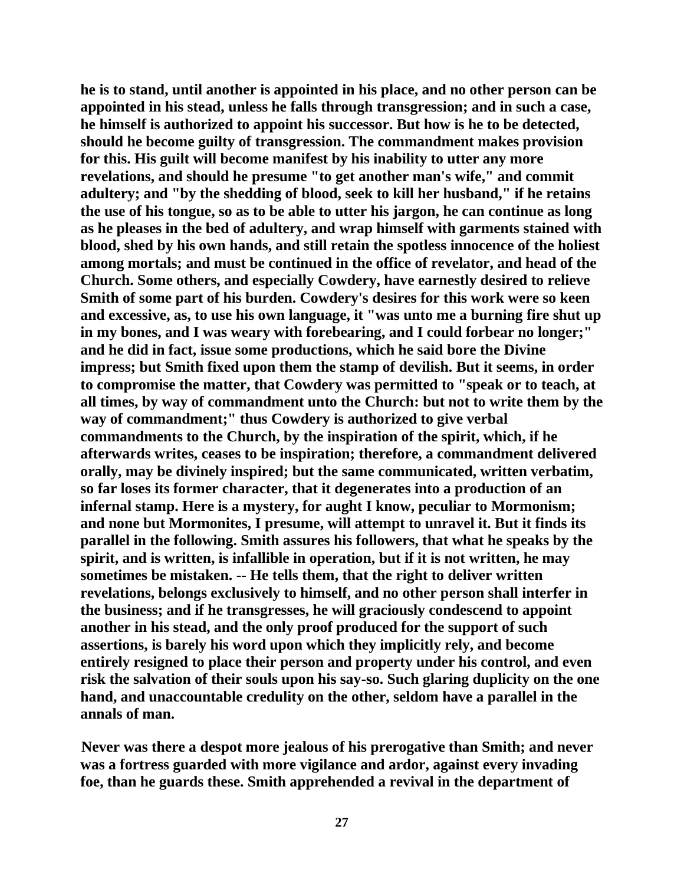he is to stand, until another is appointed in his place, and no other person can be appointed in his stead, unless he falls through transgression; and in such a case, he himself is authorized to appoint his successor. But how is he to be detected, should he become guilty of transgression. The commandment makes provision for this. His guilt will become manifest by his inability to utter any more revelations, and should he presume "to get another man's wife," and commit adultery; and "by the shedding of blood, seek to kill her husband," if he retains the use of his tongue, so as to be able to utter his jargon, he can continue as long as he pleases in the bed of adultery, and wrap himself with garments stained with blood, shed by his own hands, and still retain the spotless innocence of the holiest among mortals; and must be continued in the office of revelator, and head of the Church. Some others, and especially Cowdery, have earnestly desired to relieve Smith of some part of his burden. Cowdery's desires for this work were so keen and excessive, as, to use his own language, it "was unto me a burning fire shut up in my bones, and I was weary with forebearing, and I could forbear no longer;" and he did in fact, issue some productions, which he said bore the Divine impress; but Smith fixed upon them the stamp of devilish. But it seems, in order to compromise the matter, that Cowdery was permitted to "speak or to teach, at all times, by way of commandment unto the Church: but not to write them by the way of commandment;" thus Cowdery is authorized to give verbal commandments to the Church, by the inspiration of the spirit, which, if he afterwards writes, ceases to be inspiration; therefore, a commandment delivered orally, may be divinely inspired; but the same communicated, written verbatim, so far loses its former character, that it degenerates into a production of an infernal stamp. Here is a mystery, for aught I know, peculiar to Mormonism; and none but Mormonites, I presume, will attempt to unravel it. But it finds its parallel in the following. Smith assures his followers, that what he speaks by the spirit, and is written, is infallible in operation, but if it is not written, he may sometimes be mistaken. -- He tells them, that the right to deliver written revelations, belongs exclusively to himself, and no other person shall interfer in the business; and if he transgresses, he will graciously condescend to appoint another in his stead, and the only proof produced for the support of such assertions, is barely his word upon which they implicitly rely, and become entirely resigned to place their person and property under his control, and even risk the salvation of their souls upon his say-so. Such glaring duplicity on the one hand, and unaccountable credulity on the other, seldom have a parallel in the annals of man.

Never was there a despot more jealous of his prerogative than Smith; and never was a fortress guarded with more vigilance and ardor, against every invading foe, than he guards these. Smith apprehended a revival in the department of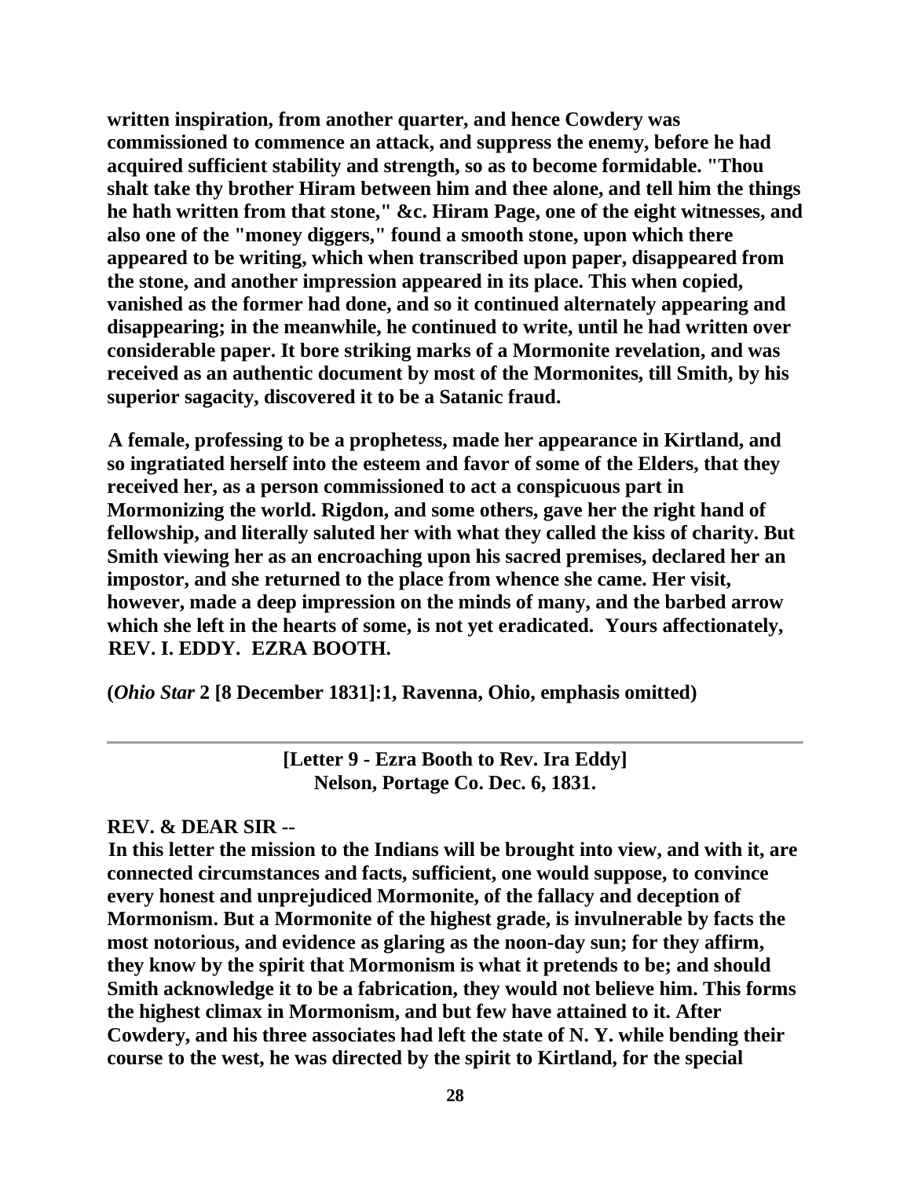**written inspiration, from another quarter, and hence Cowdery was commissioned to commence an attack, and suppress the enemy, before he had acquired sufficient stability and strength, so as to become formidable. "Thou shalt take thy brother Hiram between him and thee alone, and tell him the things he hath written from that stone," &c. Hiram Page, one of the eight witnesses, and also one of the "money diggers," found a smooth stone, upon which there appeared to be writing, which when transcribed upon paper, disappeared from the stone, and another impression appeared in its place. This when copied, vanished as the former had done, and so it continued alternately appearing and disappearing; in the meanwhile, he continued to write, until he had written over considerable paper. It bore striking marks of a Mormonite revelation, and was received as an authentic document by most of the Mormonites, till Smith, by his superior sagacity, discovered it to be a Satanic fraud.**

**A female, professing to be a prophetess, made her appearance in Kirtland, and so ingratiated herself into the esteem and favor of some of the Elders, that they received her, as a person commissioned to act a conspicuous part in Mormonizing the world. Rigdon, and some others, gave her the right hand of fellowship, and literally saluted her with what they called the kiss of charity. But Smith viewing her as an encroaching upon his sacred premises, declared her an impostor, and she returned to the place from whence she came. Her visit, however, made a deep impression on the minds of many, and the barbed arrow which she left in the hearts of some, is not yet eradicated. Yours affectionately, REV. I. EDDY. EZRA BOOTH.**

**(*Ohio Star* 2 [8 December 1831]:1, Ravenna, Ohio, emphasis omitted)**

---

**[Letter 9 - Ezra Booth to Rev. Ira Eddy]**
**Nelson, Portage Co. Dec. 6, 1831.**

**REV. & DEAR SIR --**

**In this letter the mission to the Indians will be brought into view, and with it, are connected circumstances and facts, sufficient, one would suppose, to convince every honest and unprejudiced Mormonite, of the fallacy and deception of Mormonism. But a Mormonite of the highest grade, is invulnerable by facts the most notorious, and evidence as glaring as the noon-day sun; for they affirm, they know by the spirit that Mormonism is what it pretends to be; and should Smith acknowledge it to be a fabrication, they would not believe him. This forms the highest climax in Mormonism, and but few have attained to it. After Cowdery, and his three associates had left the state of N. Y. while bending their course to the west, he was directed by the spirit to Kirtland, for the special**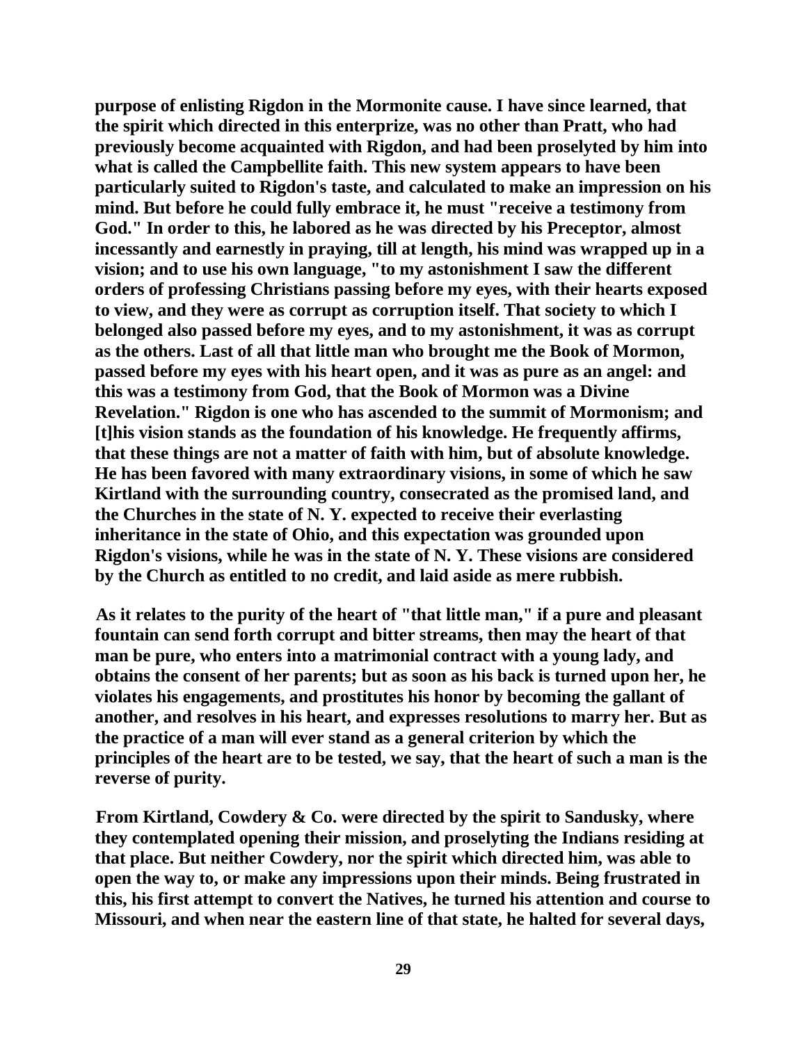**purpose of enlisting Rigdon in the Mormonite cause. I have since learned, that the spirit which directed in this enterprize, was no other than Pratt, who had previously become acquainted with Rigdon, and had been proselyted by him into what is called the Campbellite faith. This new system appears to have been particularly suited to Rigdon's taste, and calculated to make an impression on his mind. But before he could fully embrace it, he must "receive a testimony from God." In order to this, he labored as he was directed by his Preceptor, almost incessantly and earnestly in praying, till at length, his mind was wrapped up in a vision; and to use his own language, "to my astonishment I saw the different orders of professing Christians passing before my eyes, with their hearts exposed to view, and they were as corrupt as corruption itself. That society to which I belonged also passed before my eyes, and to my astonishment, it was as corrupt as the others. Last of all that little man who brought me the Book of Mormon, passed before my eyes with his heart open, and it was as pure as an angel: and this was a testimony from God, that the Book of Mormon was a Divine Revelation." Rigdon is one who has ascended to the summit of Mormonism; and [t]his vision stands as the foundation of his knowledge. He frequently affirms, that these things are not a matter of faith with him, but of absolute knowledge. He has been favored with many extraordinary visions, in some of which he saw Kirtland with the surrounding country, consecrated as the promised land, and the Churches in the state of N. Y. expected to receive their everlasting inheritance in the state of Ohio, and this expectation was grounded upon Rigdon's visions, while he was in the state of N. Y. These visions are considered by the Church as entitled to no credit, and laid aside as mere rubbish.**

**As it relates to the purity of the heart of "that little man," if a pure and pleasant fountain can send forth corrupt and bitter streams, then may the heart of that man be pure, who enters into a matrimonial contract with a young lady, and obtains the consent of her parents; but as soon as his back is turned upon her, he violates his engagements, and prostitutes his honor by becoming the gallant of another, and resolves in his heart, and expresses resolutions to marry her. But as the practice of a man will ever stand as a general criterion by which the principles of the heart are to be tested, we say, that the heart of such a man is the reverse of purity.**

**From Kirtland, Cowdery & Co. were directed by the spirit to Sandusky, where they contemplated opening their mission, and proselyting the Indians residing at that place. But neither Cowdery, nor the spirit which directed him, was able to open the way to, or make any impressions upon their minds. Being frustrated in this, his first attempt to convert the Natives, he turned his attention and course to Missouri, and when near the eastern line of that state, he halted for several days,**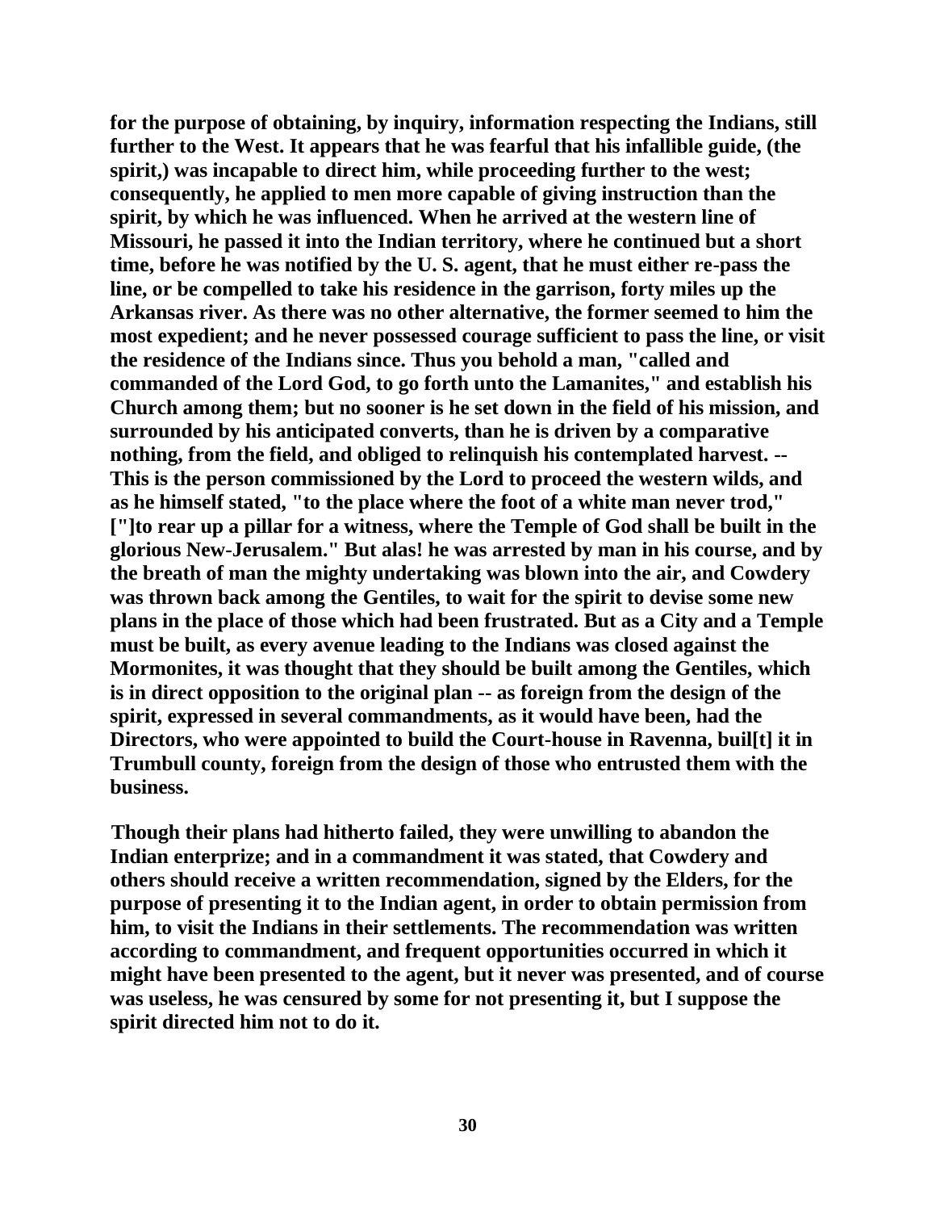**for the purpose of obtaining, by inquiry, information respecting the Indians, still further to the West. It appears that he was fearful that his infallible guide, (the spirit,) was incapable to direct him, while proceeding further to the west; consequently, he applied to men more capable of giving instruction than the spirit, by which he was influenced. When he arrived at the western line of Missouri, he passed it into the Indian territory, where he continued but a short time, before he was notified by the U. S. agent, that he must either re-pass the line, or be compelled to take his residence in the garrison, forty miles up the Arkansas river. As there was no other alternative, the former seemed to him the most expedient; and he never possessed courage sufficient to pass the line, or visit the residence of the Indians since. Thus you behold a man, "called and commanded of the Lord God, to go forth unto the Lamanites," and establish his Church among them; but no sooner is he set down in the field of his mission, and surrounded by his anticipated converts, than he is driven by a comparative nothing, from the field, and obliged to relinquish his contemplated harvest. -- This is the person commissioned by the Lord to proceed the western wilds, and as he himself stated, "to the place where the foot of a white man never trod," ["]to rear up a pillar for a witness, where the Temple of God shall be built in the glorious New-Jerusalem." But alas! he was arrested by man in his course, and by the breath of man the mighty undertaking was blown into the air, and Cowdery was thrown back among the Gentiles, to wait for the spirit to devise some new plans in the place of those which had been frustrated. But as a City and a Temple must be built, as every avenue leading to the Indians was closed against the Mormonites, it was thought that they should be built among the Gentiles, which is in direct opposition to the original plan -- as foreign from the design of the spirit, expressed in several commandments, as it would have been, had the Directors, who were appointed to build the Court-house in Ravenna, buil[t] it in Trumbull county, foreign from the design of those who entrusted them with the business.**

**Though their plans had hitherto failed, they were unwilling to abandon the Indian enterprize; and in a commandment it was stated, that Cowdery and others should receive a written recommendation, signed by the Elders, for the purpose of presenting it to the Indian agent, in order to obtain permission from him, to visit the Indians in their settlements. The recommendation was written according to commandment, and frequent opportunities occurred in which it might have been presented to the agent, but it never was presented, and of course was useless, he was censured by some for not presenting it, but I suppose the spirit directed him not to do it.**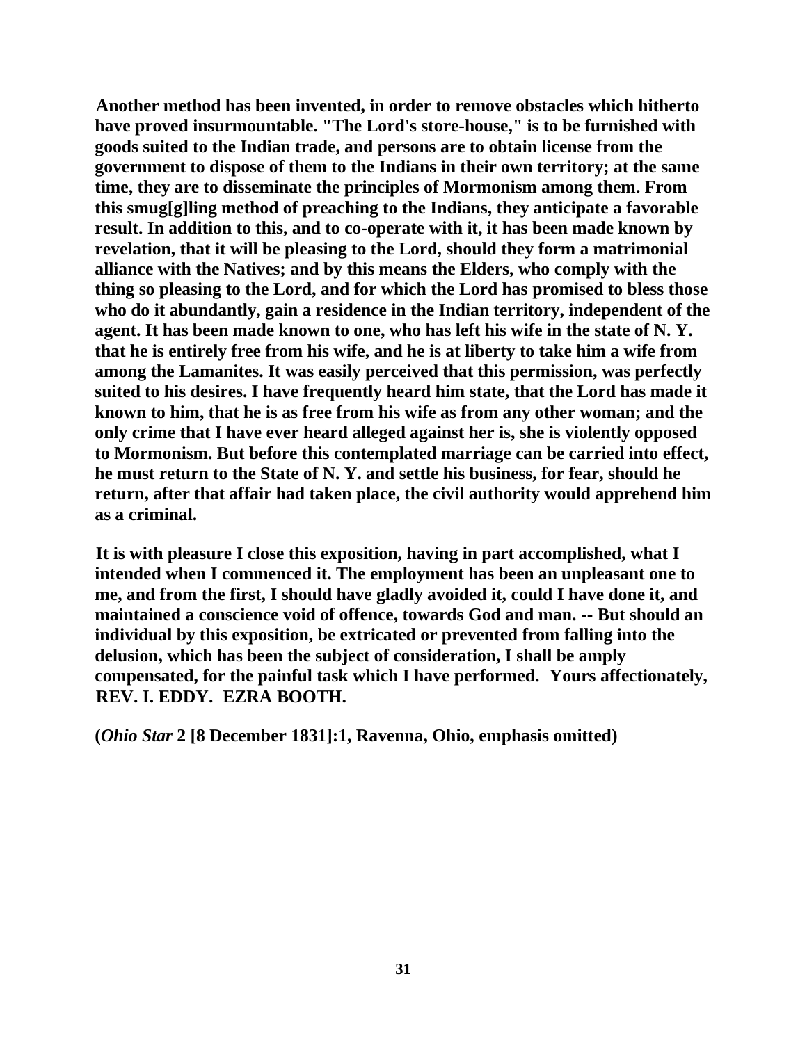**Another method has been invented, in order to remove obstacles which hitherto have proved insurmountable. "The Lord's store-house," is to be furnished with goods suited to the Indian trade, and persons are to obtain license from the government to dispose of them to the Indians in their own territory; at the same time, they are to disseminate the principles of Mormonism among them. From this smug[g]ling method of preaching to the Indians, they anticipate a favorable result. In addition to this, and to co-operate with it, it has been made known by revelation, that it will be pleasing to the Lord, should they form a matrimonial alliance with the Natives; and by this means the Elders, who comply with the thing so pleasing to the Lord, and for which the Lord has promised to bless those who do it abundantly, gain a residence in the Indian territory, independent of the agent. It has been made known to one, who has left his wife in the state of N. Y. that he is entirely free from his wife, and he is at liberty to take him a wife from among the Lamanites. It was easily perceived that this permission, was perfectly suited to his desires. I have frequently heard him state, that the Lord has made it known to him, that he is as free from his wife as from any other woman; and the only crime that I have ever heard alleged against her is, she is violently opposed to Mormonism. But before this contemplated marriage can be carried into effect, he must return to the State of N. Y. and settle his business, for fear, should he return, after that affair had taken place, the civil authority would apprehend him as a criminal.**

**It is with pleasure I close this exposition, having in part accomplished, what I intended when I commenced it. The employment has been an unpleasant one to me, and from the first, I should have gladly avoided it, could I have done it, and maintained a conscience void of offence, towards God and man. -- But should an individual by this exposition, be extricated or prevented from falling into the delusion, which has been the subject of consideration, I shall be amply compensated, for the painful task which I have performed. Yours affectionately, REV. I. EDDY. EZRA BOOTH.**

**(*Ohio Star* 2 [8 December 1831]:1, Ravenna, Ohio, emphasis omitted)**